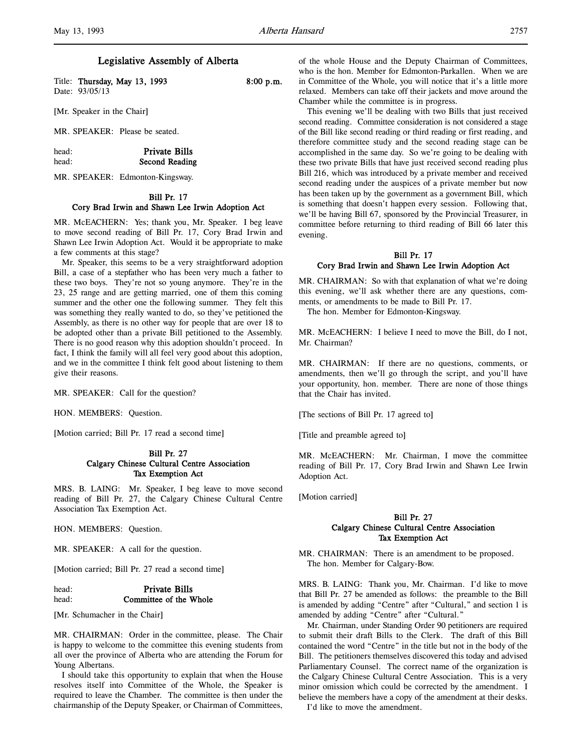# Legislative Assembly of Alberta

Title: **Thursday, May 13, 1993** 8:00 p.m.
Date: 93/05/13

[Mr. Speaker in the Chair]

MR. SPEAKER: Please be seated.

head: **Private Bills**
head: **Second Reading**

MR. SPEAKER: Edmonton-Kingsway.

### Bill Pr. 17
### Cory Brad Irwin and Shawn Lee Irwin Adoption Act

MR. McEACHERN: Yes; thank you, Mr. Speaker. I beg leave to move second reading of Bill Pr. 17, Cory Brad Irwin and Shawn Lee Irwin Adoption Act. Would it be appropriate to make a few comments at this stage?

Mr. Speaker, this seems to be a very straightforward adoption Bill, a case of a stepfather who has been very much a father to these two boys. They're not so young anymore. They're in the 23, 25 range and are getting married, one of them this coming summer and the other one the following summer. They felt this was something they really wanted to do, so they've petitioned the Assembly, as there is no other way for people that are over 18 to be adopted other than a private Bill petitioned to the Assembly. There is no good reason why this adoption shouldn't proceed. In fact, I think the family will all feel very good about this adoption, and we in the committee I think felt good about listening to them give their reasons.

MR. SPEAKER: Call for the question?

HON. MEMBERS: Question.

[Motion carried; Bill Pr. 17 read a second time]

### Bill Pr. 27
### Calgary Chinese Cultural Centre Association Tax Exemption Act

MRS. B. LAING: Mr. Speaker, I beg leave to move second reading of Bill Pr. 27, the Calgary Chinese Cultural Centre Association Tax Exemption Act.

HON. MEMBERS: Question.

MR. SPEAKER: A call for the question.

[Motion carried; Bill Pr. 27 read a second time]

head: **Private Bills**
head: **Committee of the Whole**

[Mr. Schumacher in the Chair]

MR. CHAIRMAN: Order in the committee, please. The Chair is happy to welcome to the committee this evening students from all over the province of Alberta who are attending the Forum for Young Albertans.

I should take this opportunity to explain that when the House resolves itself into Committee of the Whole, the Speaker is required to leave the Chamber. The committee is then under the chairmanship of the Deputy Speaker, or Chairman of Committees, of the whole House and the Deputy Chairman of Committees, who is the hon. Member for Edmonton-Parkallen. When we are in Committee of the Whole, you will notice that it's a little more relaxed. Members can take off their jackets and move around the Chamber while the committee is in progress.

This evening we'll be dealing with two Bills that just received second reading. Committee consideration is not considered a stage of the Bill like second reading or third reading or first reading, and therefore committee study and the second reading stage can be accomplished in the same day. So we're going to be dealing with these two private Bills that have just received second reading plus Bill 216, which was introduced by a private member and received second reading under the auspices of a private member but now has been taken up by the government as a government Bill, which is something that doesn't happen every session. Following that, we'll be having Bill 67, sponsored by the Provincial Treasurer, in committee before returning to third reading of Bill 66 later this evening.

### Bill Pr. 17
### Cory Brad Irwin and Shawn Lee Irwin Adoption Act

MR. CHAIRMAN: So with that explanation of what we're doing this evening, we'll ask whether there are any questions, comments, or amendments to be made to Bill Pr. 17.

The hon. Member for Edmonton-Kingsway.

MR. McEACHERN: I believe I need to move the Bill, do I not, Mr. Chairman?

MR. CHAIRMAN: If there are no questions, comments, or amendments, then we'll go through the script, and you'll have your opportunity, hon. member. There are none of those things that the Chair has invited.

[The sections of Bill Pr. 17 agreed to]

[Title and preamble agreed to]

MR. McEACHERN: Mr. Chairman, I move the committee reading of Bill Pr. 17, Cory Brad Irwin and Shawn Lee Irwin Adoption Act.

[Motion carried]

### Bill Pr. 27
### Calgary Chinese Cultural Centre Association Tax Exemption Act

MR. CHAIRMAN: There is an amendment to be proposed.

The hon. Member for Calgary-Bow.

MRS. B. LAING: Thank you, Mr. Chairman. I'd like to move that Bill Pr. 27 be amended as follows: the preamble to the Bill is amended by adding "Centre" after "Cultural," and section 1 is amended by adding "Centre" after "Cultural."

Mr. Chairman, under Standing Order 90 petitioners are required to submit their draft Bills to the Clerk. The draft of this Bill contained the word "Centre" in the title but not in the body of the Bill. The petitioners themselves discovered this today and advised Parliamentary Counsel. The correct name of the organization is the Calgary Chinese Cultural Centre Association. This is a very minor omission which could be corrected by the amendment. I believe the members have a copy of the amendment at their desks.

I'd like to move the amendment.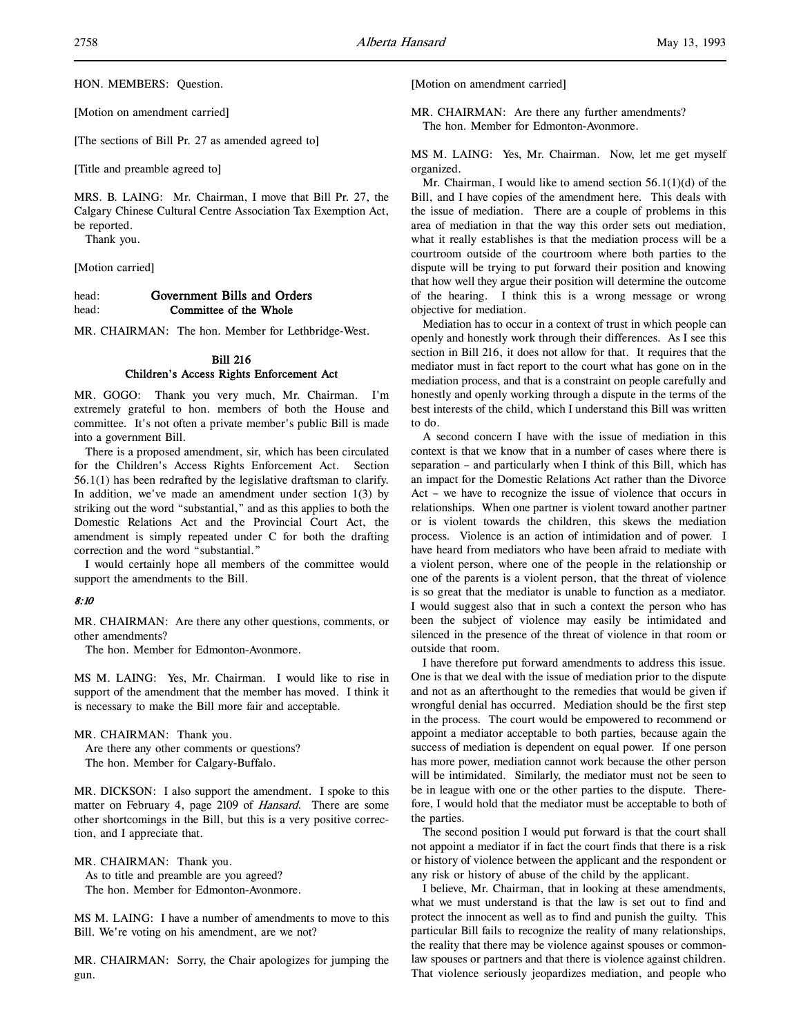HON. MEMBERS: Question.

[Motion on amendment carried]

[The sections of Bill Pr. 27 as amended agreed to]

[Title and preamble agreed to]

MRS. B. LAING: Mr. Chairman, I move that Bill Pr. 27, the Calgary Chinese Cultural Centre Association Tax Exemption Act, be reported.

Thank you.

[Motion carried]

head: **Government Bills and Orders**
head: **Committee of the Whole**

MR. CHAIRMAN: The hon. Member for Lethbridge-West.

## Bill 216
## Children's Access Rights Enforcement Act

MR. GOGO: Thank you very much, Mr. Chairman. I'm extremely grateful to hon. members of both the House and committee. It's not often a private member's public Bill is made into a government Bill.

There is a proposed amendment, sir, which has been circulated for the Children's Access Rights Enforcement Act. Section 56.1(1) has been redrafted by the legislative draftsman to clarify. In addition, we've made an amendment under section 1(3) by striking out the word "substantial," and as this applies to both the Domestic Relations Act and the Provincial Court Act, the amendment is simply repeated under C for both the drafting correction and the word "substantial."

I would certainly hope all members of the committee would support the amendments to the Bill.

*8:10*

MR. CHAIRMAN: Are there any other questions, comments, or other amendments?

The hon. Member for Edmonton-Avonmore.

MS M. LAING: Yes, Mr. Chairman. I would like to rise in support of the amendment that the member has moved. I think it is necessary to make the Bill more fair and acceptable.

MR. CHAIRMAN: Thank you.

Are there any other comments or questions?

The hon. Member for Calgary-Buffalo.

MR. DICKSON: I also support the amendment. I spoke to this matter on February 4, page 2109 of *Hansard*. There are some other shortcomings in the Bill, but this is a very positive correction, and I appreciate that.

MR. CHAIRMAN: Thank you.

As to title and preamble are you agreed?

The hon. Member for Edmonton-Avonmore.

MS M. LAING: I have a number of amendments to move to this Bill. We're voting on his amendment, are we not?

MR. CHAIRMAN: Sorry, the Chair apologizes for jumping the gun.

[Motion on amendment carried]

MR. CHAIRMAN: Are there any further amendments?

The hon. Member for Edmonton-Avonmore.

MS M. LAING: Yes, Mr. Chairman. Now, let me get myself organized.

Mr. Chairman, I would like to amend section 56.1(1)(d) of the Bill, and I have copies of the amendment here. This deals with the issue of mediation. There are a couple of problems in this area of mediation in that the way this order sets out mediation, what it really establishes is that the mediation process will be a courtroom outside of the courtroom where both parties to the dispute will be trying to put forward their position and knowing that how well they argue their position will determine the outcome of the hearing. I think this is a wrong message or wrong objective for mediation.

Mediation has to occur in a context of trust in which people can openly and honestly work through their differences. As I see this section in Bill 216, it does not allow for that. It requires that the mediator must in fact report to the court what has gone on in the mediation process, and that is a constraint on people carefully and honestly and openly working through a dispute in the terms of the best interests of the child, which I understand this Bill was written to do.

A second concern I have with the issue of mediation in this context is that we know that in a number of cases where there is separation – and particularly when I think of this Bill, which has an impact for the Domestic Relations Act rather than the Divorce Act – we have to recognize the issue of violence that occurs in relationships. When one partner is violent toward another partner or is violent towards the children, this skews the mediation process. Violence is an action of intimidation and of power. I have heard from mediators who have been afraid to mediate with a violent person, where one of the people in the relationship or one of the parents is a violent person, that the threat of violence is so great that the mediator is unable to function as a mediator. I would suggest also that in such a context the person who has been the subject of violence may easily be intimidated and silenced in the presence of the threat of violence in that room or outside that room.

I have therefore put forward amendments to address this issue. One is that we deal with the issue of mediation prior to the dispute and not as an afterthought to the remedies that would be given if wrongful denial has occurred. Mediation should be the first step in the process. The court would be empowered to recommend or appoint a mediator acceptable to both parties, because again the success of mediation is dependent on equal power. If one person has more power, mediation cannot work because the other person will be intimidated. Similarly, the mediator must not be seen to be in league with one or the other parties to the dispute. Therefore, I would hold that the mediator must be acceptable to both of the parties.

The second position I would put forward is that the court shall not appoint a mediator if in fact the court finds that there is a risk or history of violence between the applicant and the respondent or any risk or history of abuse of the child by the applicant.

I believe, Mr. Chairman, that in looking at these amendments, what we must understand is that the law is set out to find and protect the innocent as well as to find and punish the guilty. This particular Bill fails to recognize the reality of many relationships, the reality that there may be violence against spouses or common-law spouses or partners and that there is violence against children. That violence seriously jeopardizes mediation, and people who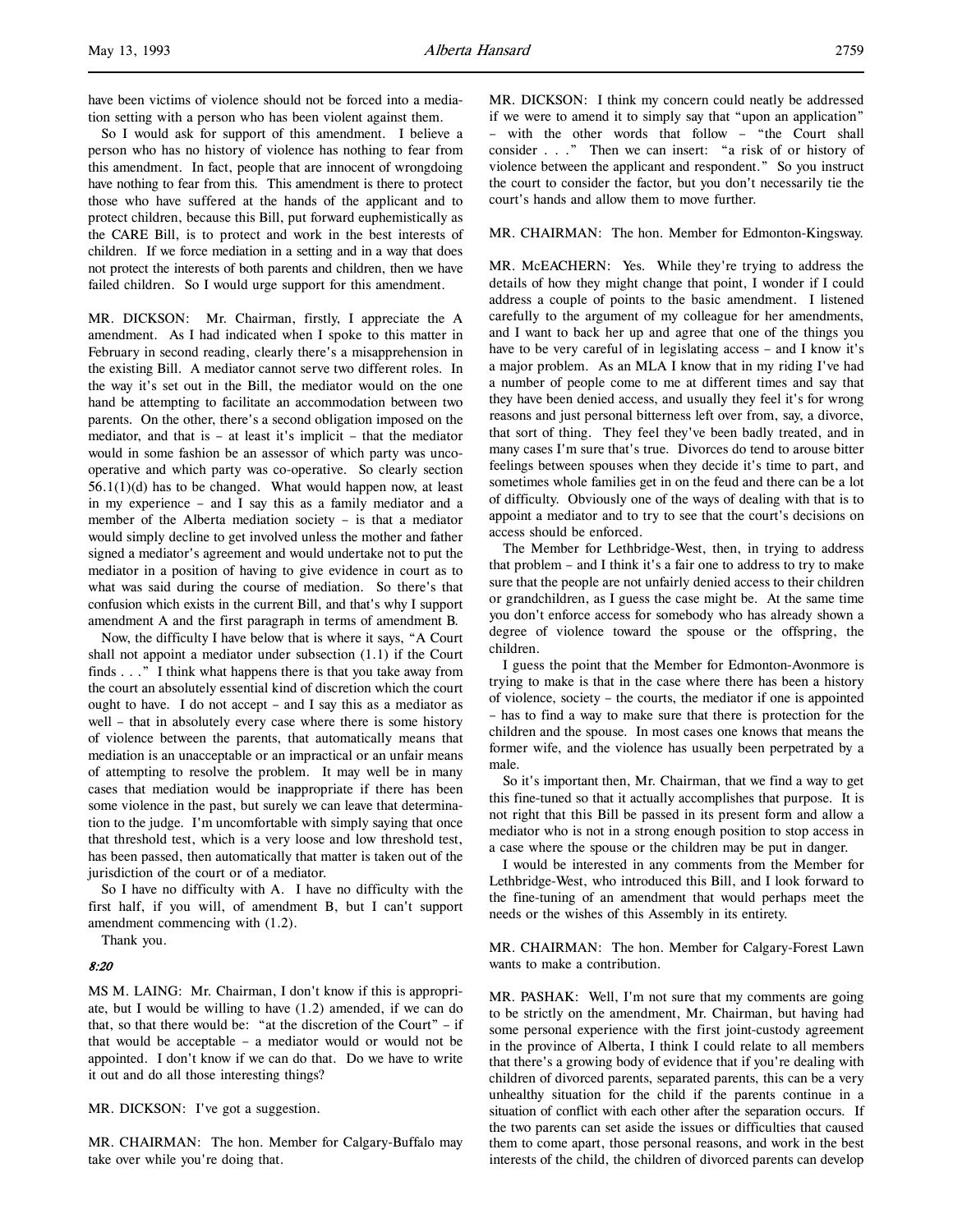have been victims of violence should not be forced into a mediation setting with a person who has been violent against them.

So I would ask for support of this amendment. I believe a person who has no history of violence has nothing to fear from this amendment. In fact, people that are innocent of wrongdoing have nothing to fear from this. This amendment is there to protect those who have suffered at the hands of the applicant and to protect children, because this Bill, put forward euphemistically as the CARE Bill, is to protect and work in the best interests of children. If we force mediation in a setting and in a way that does not protect the interests of both parents and children, then we have failed children. So I would urge support for this amendment.

MR. DICKSON: Mr. Chairman, firstly, I appreciate the A amendment. As I had indicated when I spoke to this matter in February in second reading, clearly there's a misapprehension in the existing Bill. A mediator cannot serve two different roles. In the way it's set out in the Bill, the mediator would on the one hand be attempting to facilitate an accommodation between two parents. On the other, there's a second obligation imposed on the mediator, and that is – at least it's implicit – that the mediator would in some fashion be an assessor of which party was uncooperative and which party was co-operative. So clearly section 56.1(1)(d) has to be changed. What would happen now, at least in my experience – and I say this as a family mediator and a member of the Alberta mediation society – is that a mediator would simply decline to get involved unless the mother and father signed a mediator's agreement and would undertake not to put the mediator in a position of having to give evidence in court as to what was said during the course of mediation. So there's that confusion which exists in the current Bill, and that's why I support amendment A and the first paragraph in terms of amendment B.

Now, the difficulty I have below that is where it says, "A Court shall not appoint a mediator under subsection (1.1) if the Court finds . . ." I think what happens there is that you take away from the court an absolutely essential kind of discretion which the court ought to have. I do not accept – and I say this as a mediator as well – that in absolutely every case where there is some history of violence between the parents, that automatically means that mediation is an unacceptable or an impractical or an unfair means of attempting to resolve the problem. It may well be in many cases that mediation would be inappropriate if there has been some violence in the past, but surely we can leave that determination to the judge. I'm uncomfortable with simply saying that once that threshold test, which is a very loose and low threshold test, has been passed, then automatically that matter is taken out of the jurisdiction of the court or of a mediator.

So I have no difficulty with A. I have no difficulty with the first half, if you will, of amendment B, but I can't support amendment commencing with (1.2).

Thank you.

*8:20*

MS M. LAING: Mr. Chairman, I don't know if this is appropriate, but I would be willing to have (1.2) amended, if we can do that, so that there would be: "at the discretion of the Court" – if that would be acceptable – a mediator would or would not be appointed. I don't know if we can do that. Do we have to write it out and do all those interesting things?

MR. DICKSON: I've got a suggestion.

MR. CHAIRMAN: The hon. Member for Calgary-Buffalo may take over while you're doing that.

MR. DICKSON: I think my concern could neatly be addressed if we were to amend it to simply say that "upon an application" – with the other words that follow – "the Court shall consider . . ." Then we can insert: "a risk of or history of violence between the applicant and respondent." So you instruct the court to consider the factor, but you don't necessarily tie the court's hands and allow them to move further.

MR. CHAIRMAN: The hon. Member for Edmonton-Kingsway.

MR. McEACHERN: Yes. While they're trying to address the details of how they might change that point, I wonder if I could address a couple of points to the basic amendment. I listened carefully to the argument of my colleague for her amendments, and I want to back her up and agree that one of the things you have to be very careful of in legislating access – and I know it's a major problem. As an MLA I know that in my riding I've had a number of people come to me at different times and say that they have been denied access, and usually they feel it's for wrong reasons and just personal bitterness left over from, say, a divorce, that sort of thing. They feel they've been badly treated, and in many cases I'm sure that's true. Divorces do tend to arouse bitter feelings between spouses when they decide it's time to part, and sometimes whole families get in on the feud and there can be a lot of difficulty. Obviously one of the ways of dealing with that is to appoint a mediator and to try to see that the court's decisions on access should be enforced.

The Member for Lethbridge-West, then, in trying to address that problem – and I think it's a fair one to address to try to make sure that the people are not unfairly denied access to their children or grandchildren, as I guess the case might be. At the same time you don't enforce access for somebody who has already shown a degree of violence toward the spouse or the offspring, the children.

I guess the point that the Member for Edmonton-Avonmore is trying to make is that in the case where there has been a history of violence, society – the courts, the mediator if one is appointed – has to find a way to make sure that there is protection for the children and the spouse. In most cases one knows that means the former wife, and the violence has usually been perpetrated by a male.

So it's important then, Mr. Chairman, that we find a way to get this fine-tuned so that it actually accomplishes that purpose. It is not right that this Bill be passed in its present form and allow a mediator who is not in a strong enough position to stop access in a case where the spouse or the children may be put in danger.

I would be interested in any comments from the Member for Lethbridge-West, who introduced this Bill, and I look forward to the fine-tuning of an amendment that would perhaps meet the needs or the wishes of this Assembly in its entirety.

MR. CHAIRMAN: The hon. Member for Calgary-Forest Lawn wants to make a contribution.

MR. PASHAK: Well, I'm not sure that my comments are going to be strictly on the amendment, Mr. Chairman, but having had some personal experience with the first joint-custody agreement in the province of Alberta, I think I could relate to all members that there's a growing body of evidence that if you're dealing with children of divorced parents, separated parents, this can be a very unhealthy situation for the child if the parents continue in a situation of conflict with each other after the separation occurs. If the two parents can set aside the issues or difficulties that caused them to come apart, those personal reasons, and work in the best interests of the child, the children of divorced parents can develop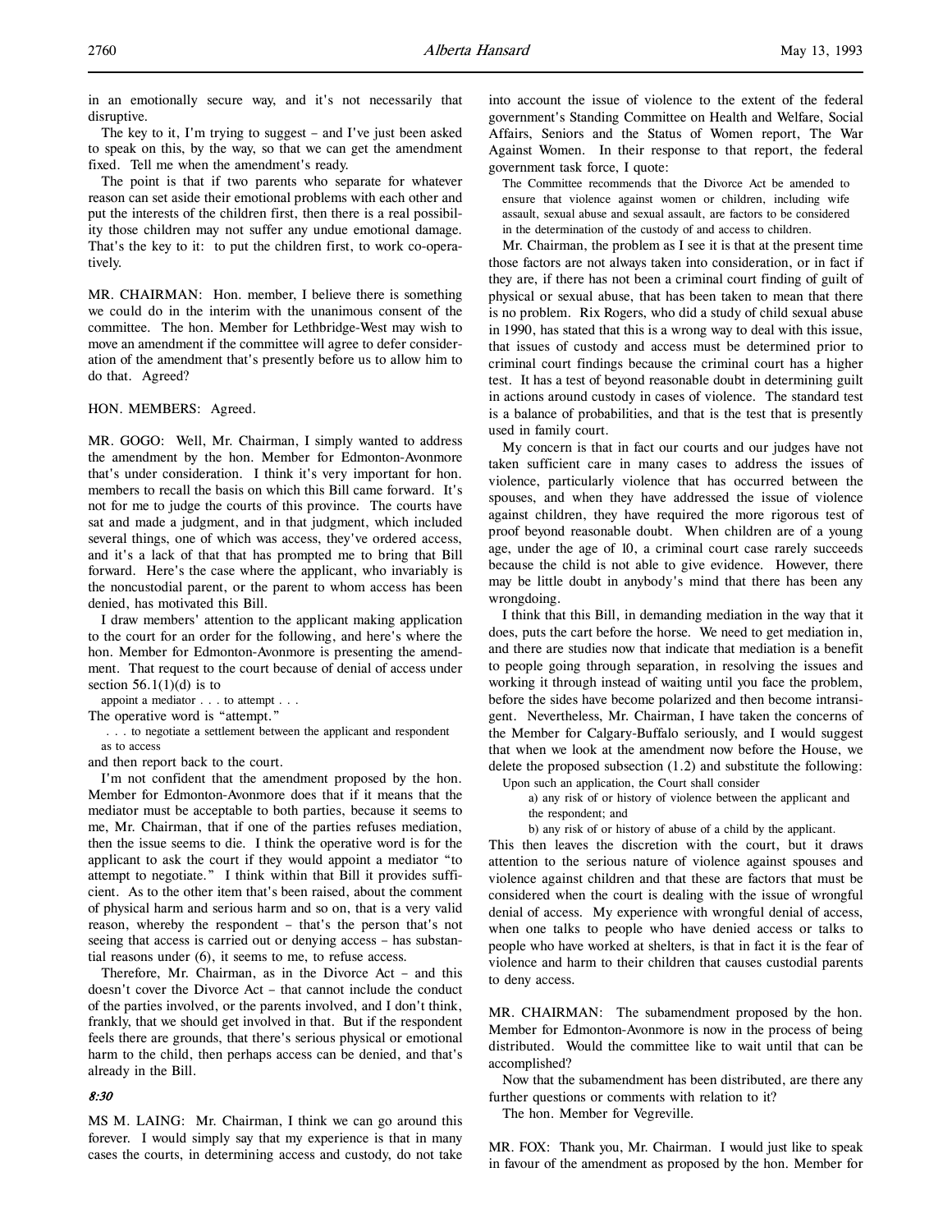in an emotionally secure way, and it's not necessarily that disruptive.

The key to it, I'm trying to suggest – and I've just been asked to speak on this, by the way, so that we can get the amendment fixed. Tell me when the amendment's ready.

The point is that if two parents who separate for whatever reason can set aside their emotional problems with each other and put the interests of the children first, then there is a real possibility those children may not suffer any undue emotional damage. That's the key to it: to put the children first, to work co-operatively.

MR. CHAIRMAN: Hon. member, I believe there is something we could do in the interim with the unanimous consent of the committee. The hon. Member for Lethbridge-West may wish to move an amendment if the committee will agree to defer consideration of the amendment that's presently before us to allow him to do that. Agreed?

HON. MEMBERS: Agreed.

MR. GOGO: Well, Mr. Chairman, I simply wanted to address the amendment by the hon. Member for Edmonton-Avonmore that's under consideration. I think it's very important for hon. members to recall the basis on which this Bill came forward. It's not for me to judge the courts of this province. The courts have sat and made a judgment, and in that judgment, which included several things, one of which was access, they've ordered access, and it's a lack of that that has prompted me to bring that Bill forward. Here's the case where the applicant, who invariably is the noncustodial parent, or the parent to whom access has been denied, has motivated this Bill.

I draw members' attention to the applicant making application to the court for an order for the following, and here's where the hon. Member for Edmonton-Avonmore is presenting the amendment. That request to the court because of denial of access under section 56.1(1)(d) is to

> appoint a mediator . . . to attempt . . .

The operative word is "attempt."

> . . . to negotiate a settlement between the applicant and respondent as to access

and then report back to the court.

I'm not confident that the amendment proposed by the hon. Member for Edmonton-Avonmore does that if it means that the mediator must be acceptable to both parties, because it seems to me, Mr. Chairman, that if one of the parties refuses mediation, then the issue seems to die. I think the operative word is for the applicant to ask the court if they would appoint a mediator "to attempt to negotiate." I think within that Bill it provides sufficient. As to the other item that's been raised, about the comment of physical harm and serious harm and so on, that is a very valid reason, whereby the respondent – that's the person that's not seeing that access is carried out or denying access – has substantial reasons under (6), it seems to me, to refuse access.

Therefore, Mr. Chairman, as in the Divorce Act – and this doesn't cover the Divorce Act – that cannot include the conduct of the parties involved, or the parents involved, and I don't think, frankly, that we should get involved in that. But if the respondent feels there are grounds, that there's serious physical or emotional harm to the child, then perhaps access can be denied, and that's already in the Bill.

*8:30*

MS M. LAING: Mr. Chairman, I think we can go around this forever. I would simply say that my experience is that in many cases the courts, in determining access and custody, do not take into account the issue of violence to the extent of the federal government's Standing Committee on Health and Welfare, Social Affairs, Seniors and the Status of Women report, The War Against Women. In their response to that report, the federal government task force, I quote:

> The Committee recommends that the Divorce Act be amended to ensure that violence against women or children, including wife assault, sexual abuse and sexual assault, are factors to be considered in the determination of the custody of and access to children.

Mr. Chairman, the problem as I see it is that at the present time those factors are not always taken into consideration, or in fact if they are, if there has not been a criminal court finding of guilt of physical or sexual abuse, that has been taken to mean that there is no problem. Rix Rogers, who did a study of child sexual abuse in 1990, has stated that this is a wrong way to deal with this issue, that issues of custody and access must be determined prior to criminal court findings because the criminal court has a higher test. It has a test of beyond reasonable doubt in determining guilt in actions around custody in cases of violence. The standard test is a balance of probabilities, and that is the test that is presently used in family court.

My concern is that in fact our courts and our judges have not taken sufficient care in many cases to address the issues of violence, particularly violence that has occurred between the spouses, and when they have addressed the issue of violence against children, they have required the more rigorous test of proof beyond reasonable doubt. When children are of a young age, under the age of 10, a criminal court case rarely succeeds because the child is not able to give evidence. However, there may be little doubt in anybody's mind that there has been any wrongdoing.

I think that this Bill, in demanding mediation in the way that it does, puts the cart before the horse. We need to get mediation in, and there are studies now that indicate that mediation is a benefit to people going through separation, in resolving the issues and working it through instead of waiting until you face the problem, before the sides have become polarized and then become intransigent. Nevertheless, Mr. Chairman, I have taken the concerns of the Member for Calgary-Buffalo seriously, and I would suggest that when we look at the amendment now before the House, we delete the proposed subsection (1.2) and substitute the following:

> Upon such an application, the Court shall consider
>
> a) any risk of or history of violence between the applicant and the respondent; and
>
> b) any risk of or history of abuse of a child by the applicant.

This then leaves the discretion with the court, but it draws attention to the serious nature of violence against spouses and violence against children and that these are factors that must be considered when the court is dealing with the issue of wrongful denial of access. My experience with wrongful denial of access, when one talks to people who have denied access or talks to people who have worked at shelters, is that in fact it is the fear of violence and harm to their children that causes custodial parents to deny access.

MR. CHAIRMAN: The subamendment proposed by the hon. Member for Edmonton-Avonmore is now in the process of being distributed. Would the committee like to wait until that can be accomplished?

Now that the subamendment has been distributed, are there any further questions or comments with relation to it?

The hon. Member for Vegreville.

MR. FOX: Thank you, Mr. Chairman. I would just like to speak in favour of the amendment as proposed by the hon. Member for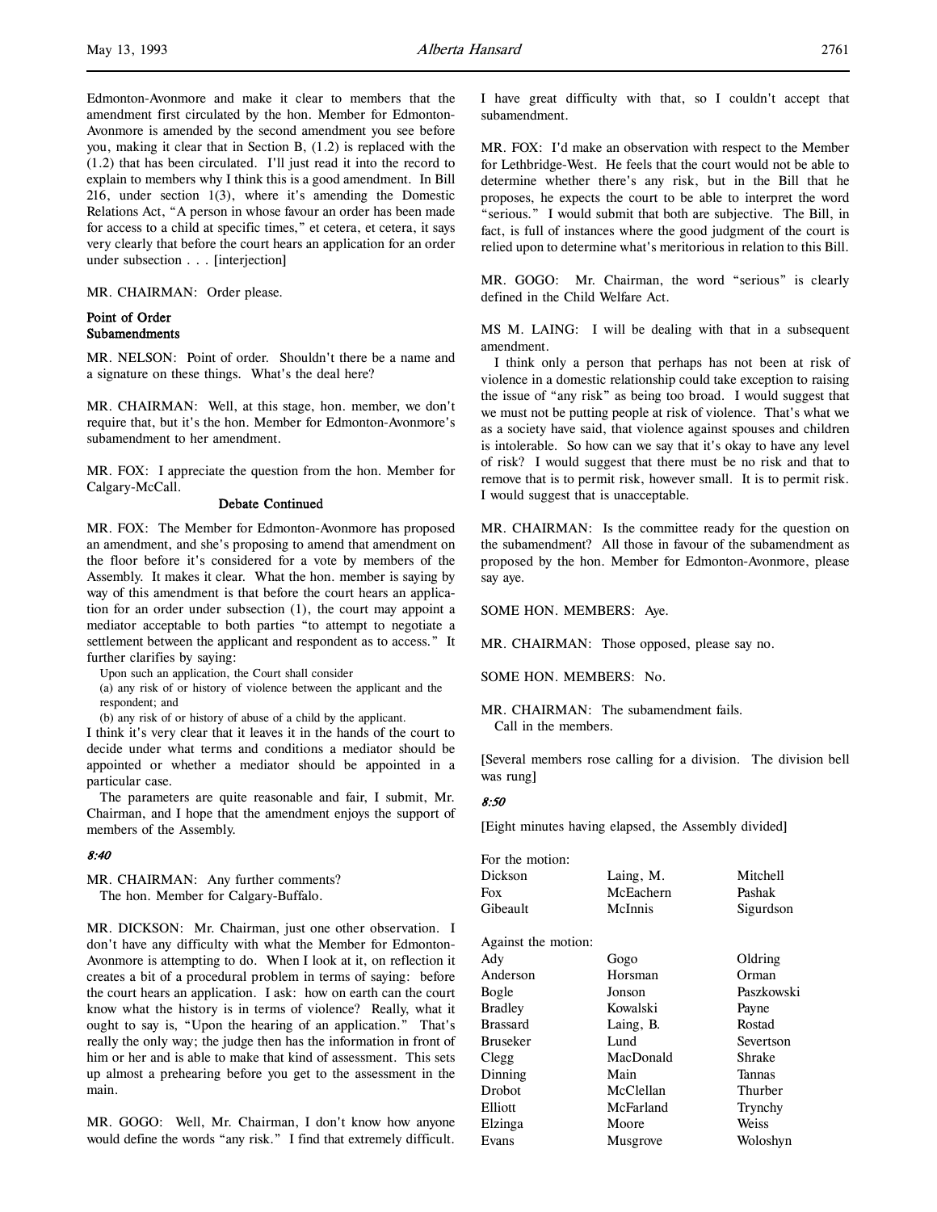Edmonton-Avonmore and make it clear to members that the amendment first circulated by the hon. Member for Edmonton-Avonmore is amended by the second amendment you see before you, making it clear that in Section B, (1.2) is replaced with the (1.2) that has been circulated. I'll just read it into the record to explain to members why I think this is a good amendment. In Bill 216, under section 1(3), where it's amending the Domestic Relations Act, "A person in whose favour an order has been made for access to a child at specific times," et cetera, et cetera, it says very clearly that before the court hears an application for an order under subsection . . . [interjection]

MR. CHAIRMAN: Order please.

### Point of Order
### Subamendments

MR. NELSON: Point of order. Shouldn't there be a name and a signature on these things. What's the deal here?

MR. CHAIRMAN: Well, at this stage, hon. member, we don't require that, but it's the hon. Member for Edmonton-Avonmore's subamendment to her amendment.

MR. FOX: I appreciate the question from the hon. Member for Calgary-McCall.

### Debate Continued

MR. FOX: The Member for Edmonton-Avonmore has proposed an amendment, and she's proposing to amend that amendment on the floor before it's considered for a vote by members of the Assembly. It makes it clear. What the hon. member is saying by way of this amendment is that before the court hears an application for an order under subsection (1), the court may appoint a mediator acceptable to both parties "to attempt to negotiate a settlement between the applicant and respondent as to access." It further clarifies by saying:

> Upon such an application, the Court shall consider
> (a) any risk of or history of violence between the applicant and the respondent; and
> (b) any risk of or history of abuse of a child by the applicant.

I think it's very clear that it leaves it in the hands of the court to decide under what terms and conditions a mediator should be appointed or whether a mediator should be appointed in a particular case.

The parameters are quite reasonable and fair, I submit, Mr. Chairman, and I hope that the amendment enjoys the support of members of the Assembly.

*8:40*

MR. CHAIRMAN: Any further comments?
The hon. Member for Calgary-Buffalo.

MR. DICKSON: Mr. Chairman, just one other observation. I don't have any difficulty with what the Member for Edmonton-Avonmore is attempting to do. When I look at it, on reflection it creates a bit of a procedural problem in terms of saying: before the court hears an application. I ask: how on earth can the court know what the history is in terms of violence? Really, what it ought to say is, "Upon the hearing of an application." That's really the only way; the judge then has the information in front of him or her and is able to make that kind of assessment. This sets up almost a prehearing before you get to the assessment in the main.

MR. GOGO: Well, Mr. Chairman, I don't know how anyone would define the words "any risk." I find that extremely difficult. I have great difficulty with that, so I couldn't accept that subamendment.

MR. FOX: I'd make an observation with respect to the Member for Lethbridge-West. He feels that the court would not be able to determine whether there's any risk, but in the Bill that he proposes, he expects the court to be able to interpret the word "serious." I would submit that both are subjective. The Bill, in fact, is full of instances where the good judgment of the court is relied upon to determine what's meritorious in relation to this Bill.

MR. GOGO: Mr. Chairman, the word "serious" is clearly defined in the Child Welfare Act.

MS M. LAING: I will be dealing with that in a subsequent amendment.

I think only a person that perhaps has not been at risk of violence in a domestic relationship could take exception to raising the issue of "any risk" as being too broad. I would suggest that we must not be putting people at risk of violence. That's what we as a society have said, that violence against spouses and children is intolerable. So how can we say that it's okay to have any level of risk? I would suggest that there must be no risk and that to remove that is to permit risk, however small. It is to permit risk. I would suggest that is unacceptable.

MR. CHAIRMAN: Is the committee ready for the question on the subamendment? All those in favour of the subamendment as proposed by the hon. Member for Edmonton-Avonmore, please say aye.

SOME HON. MEMBERS: Aye.

MR. CHAIRMAN: Those opposed, please say no.

SOME HON. MEMBERS: No.

MR. CHAIRMAN: The subamendment fails.
Call in the members.

[Several members rose calling for a division. The division bell was rung]

*8:50*

[Eight minutes having elapsed, the Assembly divided]

For the motion:

| | | |
|---|---|---|
| Dickson | Laing, M. | Mitchell |
| Fox | McEachern | Pashak |
| Gibeault | McInnis | Sigurdson |

Against the motion:

| | | |
|---|---|---|
| Ady | Gogo | Oldring |
| Anderson | Horsman | Orman |
| Bogle | Jonson | Paszkowski |
| Bradley | Kowalski | Payne |
| Brassard | Laing, B. | Rostad |
| Bruseker | Lund | Severtson |
| Clegg | MacDonald | Shrake |
| Dinning | Main | Tannas |
| Drobot | McClellan | Thurber |
| Elliott | McFarland | Trynchy |
| Elzinga | Moore | Weiss |
| Evans | Musgrove | Woloshyn |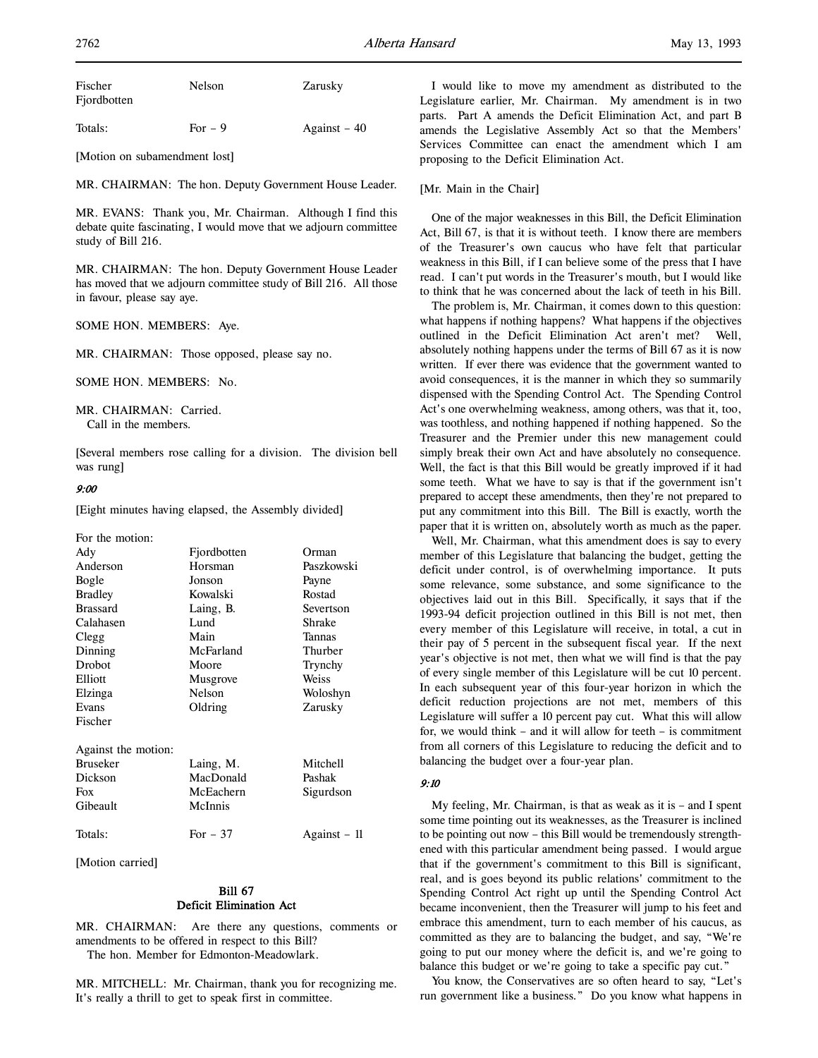| | | |
|---|---|---|
| Fischer | Nelson | Zarusky |
| Fjordbotten | | |
| Totals: | For – 9 | Against – 40 |

[Motion on subamendment lost]

MR. CHAIRMAN: The hon. Deputy Government House Leader.

MR. EVANS: Thank you, Mr. Chairman. Although I find this debate quite fascinating, I would move that we adjourn committee study of Bill 216.

MR. CHAIRMAN: The hon. Deputy Government House Leader has moved that we adjourn committee study of Bill 216. All those in favour, please say aye.

SOME HON. MEMBERS: Aye.

MR. CHAIRMAN: Those opposed, please say no.

SOME HON. MEMBERS: No.

MR. CHAIRMAN: Carried.
Call in the members.

[Several members rose calling for a division. The division bell was rung]

*9:00*

[Eight minutes having elapsed, the Assembly divided]

For the motion:

| | | |
|---|---|---|
| Ady | Fjordbotten | Orman |
| Anderson | Horsman | Paszkowski |
| Bogle | Jonson | Payne |
| Bradley | Kowalski | Rostad |
| Brassard | Laing, B. | Severtson |
| Calahasen | Lund | Shrake |
| Clegg | Main | Tannas |
| Dinning | McFarland | Thurber |
| Drobot | Moore | Trynchy |
| Elliott | Musgrove | Weiss |
| Elzinga | Nelson | Woloshyn |
| Evans | Oldring | Zarusky |
| Fischer | | |

Against the motion:

| | | |
|---|---|---|
| Bruseker | Laing, M. | Mitchell |
| Dickson | MacDonald | Pashak |
| Fox | McEachern | Sigurdson |
| Gibeault | McInnis | |
| Totals: | For – 37 | Against – 11 |

[Motion carried]

## Bill 67
## Deficit Elimination Act

MR. CHAIRMAN: Are there any questions, comments or amendments to be offered in respect to this Bill?
The hon. Member for Edmonton-Meadowlark.

MR. MITCHELL: Mr. Chairman, thank you for recognizing me. It's really a thrill to get to speak first in committee.

I would like to move my amendment as distributed to the Legislature earlier, Mr. Chairman. My amendment is in two parts. Part A amends the Deficit Elimination Act, and part B amends the Legislative Assembly Act so that the Members' Services Committee can enact the amendment which I am proposing to the Deficit Elimination Act.

[Mr. Main in the Chair]

One of the major weaknesses in this Bill, the Deficit Elimination Act, Bill 67, is that it is without teeth. I know there are members of the Treasurer's own caucus who have felt that particular weakness in this Bill, if I can believe some of the press that I have read. I can't put words in the Treasurer's mouth, but I would like to think that he was concerned about the lack of teeth in his Bill.

The problem is, Mr. Chairman, it comes down to this question: what happens if nothing happens? What happens if the objectives outlined in the Deficit Elimination Act aren't met? Well, absolutely nothing happens under the terms of Bill 67 as it is now written. If ever there was evidence that the government wanted to avoid consequences, it is the manner in which they so summarily dispensed with the Spending Control Act. The Spending Control Act's one overwhelming weakness, among others, was that it, too, was toothless, and nothing happened if nothing happened. So the Treasurer and the Premier under this new management could simply break their own Act and have absolutely no consequence. Well, the fact is that this Bill would be greatly improved if it had some teeth. What we have to say is that if the government isn't prepared to accept these amendments, then they're not prepared to put any commitment into this Bill. The Bill is exactly, worth the paper that it is written on, absolutely worth as much as the paper.

Well, Mr. Chairman, what this amendment does is say to every member of this Legislature that balancing the budget, getting the deficit under control, is of overwhelming importance. It puts some relevance, some substance, and some significance to the objectives laid out in this Bill. Specifically, it says that if the 1993-94 deficit projection outlined in this Bill is not met, then every member of this Legislature will receive, in total, a cut in their pay of 5 percent in the subsequent fiscal year. If the next year's objective is not met, then what we will find is that the pay of every single member of this Legislature will be cut 10 percent. In each subsequent year of this four-year horizon in which the deficit reduction projections are not met, members of this Legislature will suffer a 10 percent pay cut. What this will allow for, we would think – and it will allow for teeth – is commitment from all corners of this Legislature to reducing the deficit and to balancing the budget over a four-year plan.

*9:10*

My feeling, Mr. Chairman, is that as weak as it is – and I spent some time pointing out its weaknesses, as the Treasurer is inclined to be pointing out now – this Bill would be tremendously strengthened with this particular amendment being passed. I would argue that if the government's commitment to this Bill is significant, real, and is goes beyond its public relations' commitment to the Spending Control Act right up until the Spending Control Act became inconvenient, then the Treasurer will jump to his feet and embrace this amendment, turn to each member of his caucus, as committed as they are to balancing the budget, and say, "We're going to put our money where the deficit is, and we're going to balance this budget or we're going to take a specific pay cut."

You know, the Conservatives are so often heard to say, "Let's run government like a business." Do you know what happens in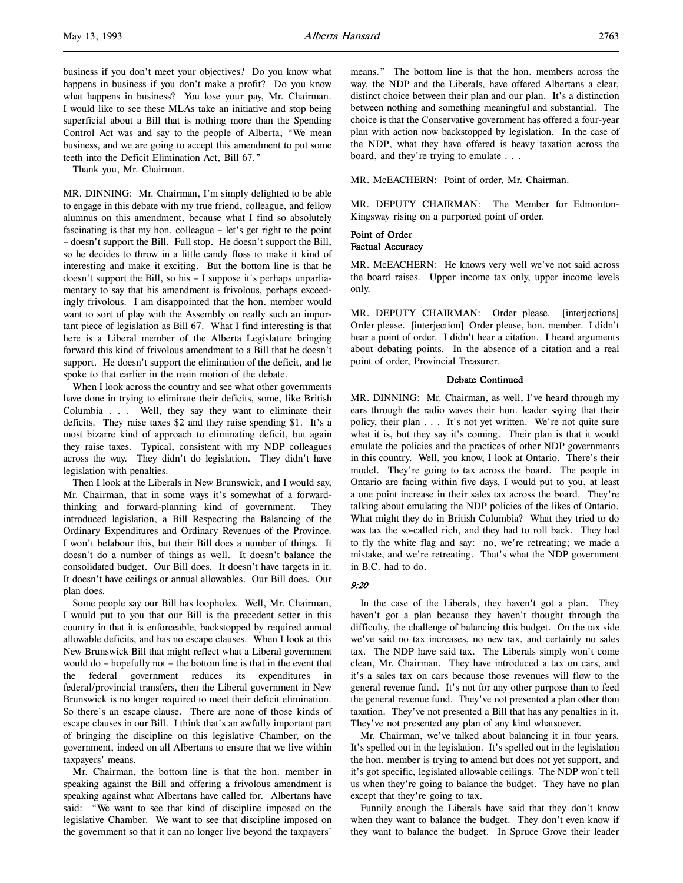business if you don't meet your objectives? Do you know what happens in business if you don't make a profit? Do you know what happens in business? You lose your pay, Mr. Chairman. I would like to see these MLAs take an initiative and stop being superficial about a Bill that is nothing more than the Spending Control Act was and say to the people of Alberta, "We mean business, and we are going to accept this amendment to put some teeth into the Deficit Elimination Act, Bill 67."

Thank you, Mr. Chairman.

MR. DINNING: Mr. Chairman, I'm simply delighted to be able to engage in this debate with my true friend, colleague, and fellow alumnus on this amendment, because what I find so absolutely fascinating is that my hon. colleague – let's get right to the point – doesn't support the Bill. Full stop. He doesn't support the Bill, so he decides to throw in a little candy floss to make it kind of interesting and make it exciting. But the bottom line is that he doesn't support the Bill, so his – I suppose it's perhaps unparliamentary to say that his amendment is frivolous, perhaps exceedingly frivolous. I am disappointed that the hon. member would want to sort of play with the Assembly on really such an important piece of legislation as Bill 67. What I find interesting is that here is a Liberal member of the Alberta Legislature bringing forward this kind of frivolous amendment to a Bill that he doesn't support. He doesn't support the elimination of the deficit, and he spoke to that earlier in the main motion of the debate.

When I look across the country and see what other governments have done in trying to eliminate their deficits, some, like British Columbia . . . Well, they say they want to eliminate their deficits. They raise taxes $2 and they raise spending $1. It's a most bizarre kind of approach to eliminating deficit, but again they raise taxes. Typical, consistent with my NDP colleagues across the way. They didn't do legislation. They didn't have legislation with penalties.

Then I look at the Liberals in New Brunswick, and I would say, Mr. Chairman, that in some ways it's somewhat of a forward-thinking and forward-planning kind of government. They introduced legislation, a Bill Respecting the Balancing of the Ordinary Expenditures and Ordinary Revenues of the Province. I won't belabour this, but their Bill does a number of things. It doesn't do a number of things as well. It doesn't balance the consolidated budget. Our Bill does. It doesn't have targets in it. It doesn't have ceilings or annual allowables. Our Bill does. Our plan does.

Some people say our Bill has loopholes. Well, Mr. Chairman, I would put to you that our Bill is the precedent setter in this country in that it is enforceable, backstopped by required annual allowable deficits, and has no escape clauses. When I look at this New Brunswick Bill that might reflect what a Liberal government would do – hopefully not – the bottom line is that in the event that the federal government reduces its expenditures in federal/provincial transfers, then the Liberal government in New Brunswick is no longer required to meet their deficit elimination. So there's an escape clause. There are none of those kinds of escape clauses in our Bill. I think that's an awfully important part of bringing the discipline on this legislative Chamber, on the government, indeed on all Albertans to ensure that we live within taxpayers' means.

Mr. Chairman, the bottom line is that the hon. member in speaking against the Bill and offering a frivolous amendment is speaking against what Albertans have called for. Albertans have said: "We want to see that kind of discipline imposed on the legislative Chamber. We want to see that discipline imposed on the government so that it can no longer live beyond the taxpayers' means." The bottom line is that the hon. members across the way, the NDP and the Liberals, have offered Albertans a clear, distinct choice between their plan and our plan. It's a distinction between nothing and something meaningful and substantial. The choice is that the Conservative government has offered a four-year plan with action now backstopped by legislation. In the case of the NDP, what they have offered is heavy taxation across the board, and they're trying to emulate . . .

MR. McEACHERN: Point of order, Mr. Chairman.

MR. DEPUTY CHAIRMAN: The Member for Edmonton-Kingsway rising on a purported point of order.

**Point of Order**
**Factual Accuracy**

MR. McEACHERN: He knows very well we've not said across the board raises. Upper income tax only, upper income levels only.

MR. DEPUTY CHAIRMAN: Order please. [interjections] Order please. [interjection] Order please, hon. member. I didn't hear a point of order. I didn't hear a citation. I heard arguments about debating points. In the absence of a citation and a real point of order, Provincial Treasurer.

**Debate Continued**

MR. DINNING: Mr. Chairman, as well, I've heard through my ears through the radio waves their hon. leader saying that their policy, their plan . . . It's not yet written. We're not quite sure what it is, but they say it's coming. Their plan is that it would emulate the policies and the practices of other NDP governments in this country. Well, you know, I look at Ontario. There's their model. They're going to tax across the board. The people in Ontario are facing within five days, I would put to you, at least a one point increase in their sales tax across the board. They're talking about emulating the NDP policies of the likes of Ontario. What might they do in British Columbia? What they tried to do was tax the so-called rich, and they had to roll back. They had to fly the white flag and say: no, we're retreating; we made a mistake, and we're retreating. That's what the NDP government in B.C. had to do.

*9:20*

In the case of the Liberals, they haven't got a plan. They haven't got a plan because they haven't thought through the difficulty, the challenge of balancing this budget. On the tax side we've said no tax increases, no new tax, and certainly no sales tax. The NDP have said tax. The Liberals simply won't come clean, Mr. Chairman. They have introduced a tax on cars, and it's a sales tax on cars because those revenues will flow to the general revenue fund. It's not for any other purpose than to feed the general revenue fund. They've not presented a plan other than taxation. They've not presented a Bill that has any penalties in it. They've not presented any plan of any kind whatsoever.

Mr. Chairman, we've talked about balancing it in four years. It's spelled out in the legislation. It's spelled out in the legislation the hon. member is trying to amend but does not yet support, and it's got specific, legislated allowable ceilings. The NDP won't tell us when they're going to balance the budget. They have no plan except that they're going to tax.

Funnily enough the Liberals have said that they don't know when they want to balance the budget. They don't even know if they want to balance the budget. In Spruce Grove their leader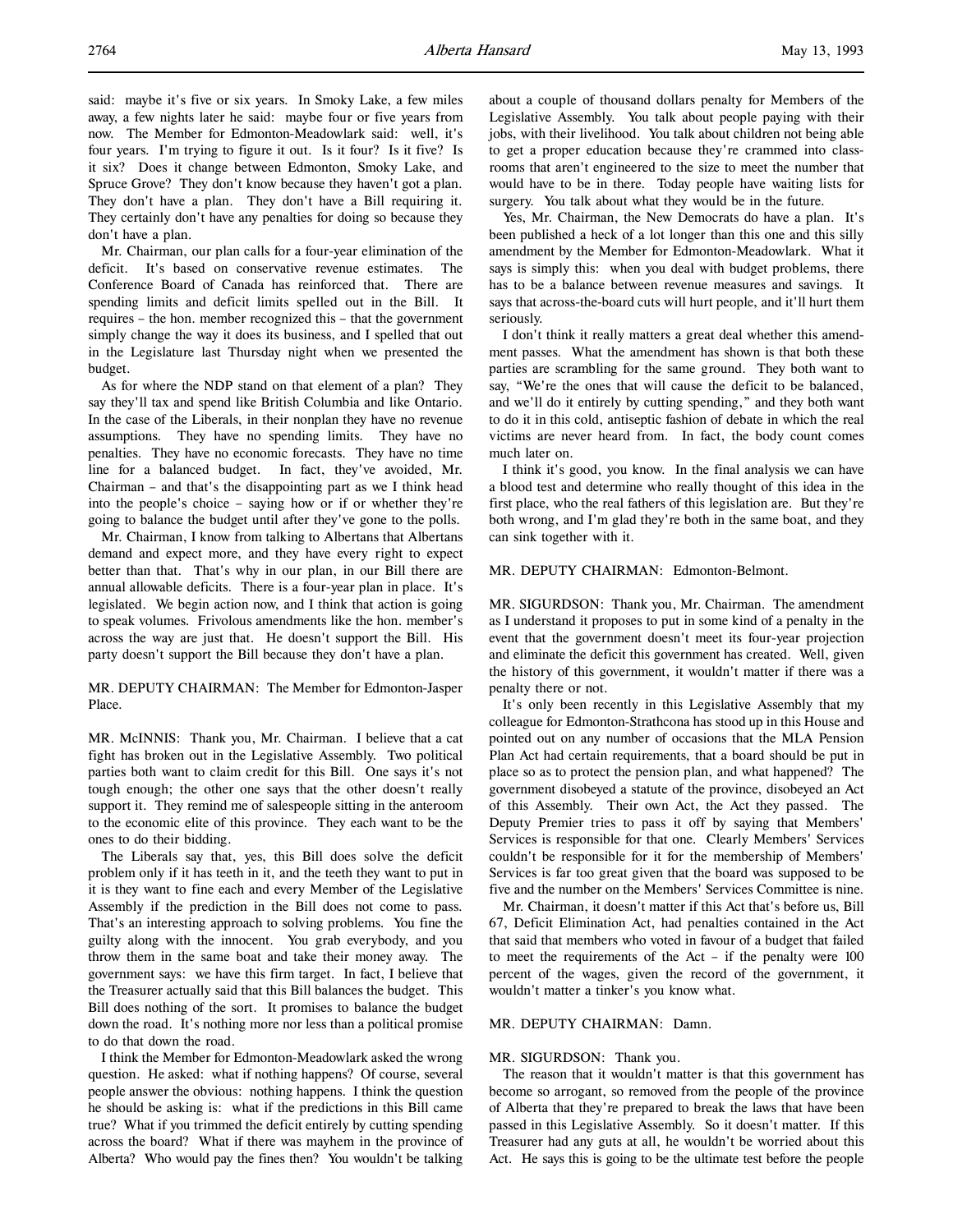said: maybe it's five or six years. In Smoky Lake, a few miles away, a few nights later he said: maybe four or five years from now. The Member for Edmonton-Meadowlark said: well, it's four years. I'm trying to figure it out. Is it four? Is it five? Is it six? Does it change between Edmonton, Smoky Lake, and Spruce Grove? They don't know because they haven't got a plan. They don't have a plan. They don't have a Bill requiring it. They certainly don't have any penalties for doing so because they don't have a plan.

Mr. Chairman, our plan calls for a four-year elimination of the deficit. It's based on conservative revenue estimates. The Conference Board of Canada has reinforced that. There are spending limits and deficit limits spelled out in the Bill. It requires – the hon. member recognized this – that the government simply change the way it does its business, and I spelled that out in the Legislature last Thursday night when we presented the budget.

As for where the NDP stand on that element of a plan? They say they'll tax and spend like British Columbia and like Ontario. In the case of the Liberals, in their nonplan they have no revenue assumptions. They have no spending limits. They have no penalties. They have no economic forecasts. They have no time line for a balanced budget. In fact, they've avoided, Mr. Chairman – and that's the disappointing part as we I think head into the people's choice – saying how or if or whether they're going to balance the budget until after they've gone to the polls.

Mr. Chairman, I know from talking to Albertans that Albertans demand and expect more, and they have every right to expect better than that. That's why in our plan, in our Bill there are annual allowable deficits. There is a four-year plan in place. It's legislated. We begin action now, and I think that action is going to speak volumes. Frivolous amendments like the hon. member's across the way are just that. He doesn't support the Bill. His party doesn't support the Bill because they don't have a plan.

MR. DEPUTY CHAIRMAN: The Member for Edmonton-Jasper Place.

MR. McINNIS: Thank you, Mr. Chairman. I believe that a cat fight has broken out in the Legislative Assembly. Two political parties both want to claim credit for this Bill. One says it's not tough enough; the other one says that the other doesn't really support it. They remind me of salespeople sitting in the anteroom to the economic elite of this province. They each want to be the ones to do their bidding.

The Liberals say that, yes, this Bill does solve the deficit problem only if it has teeth in it, and the teeth they want to put in it is they want to fine each and every Member of the Legislative Assembly if the prediction in the Bill does not come to pass. That's an interesting approach to solving problems. You fine the guilty along with the innocent. You grab everybody, and you throw them in the same boat and take their money away. The government says: we have this firm target. In fact, I believe that the Treasurer actually said that this Bill balances the budget. This Bill does nothing of the sort. It promises to balance the budget down the road. It's nothing more nor less than a political promise to do that down the road.

I think the Member for Edmonton-Meadowlark asked the wrong question. He asked: what if nothing happens? Of course, several people answer the obvious: nothing happens. I think the question he should be asking is: what if the predictions in this Bill came true? What if you trimmed the deficit entirely by cutting spending across the board? What if there was mayhem in the province of Alberta? Who would pay the fines then? You wouldn't be talking about a couple of thousand dollars penalty for Members of the Legislative Assembly. You talk about people paying with their jobs, with their livelihood. You talk about children not being able to get a proper education because they're crammed into classrooms that aren't engineered to the size to meet the number that would have to be in there. Today people have waiting lists for surgery. You talk about what they would be in the future.

Yes, Mr. Chairman, the New Democrats do have a plan. It's been published a heck of a lot longer than this one and this silly amendment by the Member for Edmonton-Meadowlark. What it says is simply this: when you deal with budget problems, there has to be a balance between revenue measures and savings. It says that across-the-board cuts will hurt people, and it'll hurt them seriously.

I don't think it really matters a great deal whether this amendment passes. What the amendment has shown is that both these parties are scrambling for the same ground. They both want to say, "We're the ones that will cause the deficit to be balanced, and we'll do it entirely by cutting spending," and they both want to do it in this cold, antiseptic fashion of debate in which the real victims are never heard from. In fact, the body count comes much later on.

I think it's good, you know. In the final analysis we can have a blood test and determine who really thought of this idea in the first place, who the real fathers of this legislation are. But they're both wrong, and I'm glad they're both in the same boat, and they can sink together with it.

MR. DEPUTY CHAIRMAN: Edmonton-Belmont.

MR. SIGURDSON: Thank you, Mr. Chairman. The amendment as I understand it proposes to put in some kind of a penalty in the event that the government doesn't meet its four-year projection and eliminate the deficit this government has created. Well, given the history of this government, it wouldn't matter if there was a penalty there or not.

It's only been recently in this Legislative Assembly that my colleague for Edmonton-Strathcona has stood up in this House and pointed out on any number of occasions that the MLA Pension Plan Act had certain requirements, that a board should be put in place so as to protect the pension plan, and what happened? The government disobeyed a statute of the province, disobeyed an Act of this Assembly. Their own Act, the Act they passed. The Deputy Premier tries to pass it off by saying that Members' Services is responsible for that one. Clearly Members' Services couldn't be responsible for it for the membership of Members' Services is far too great given that the board was supposed to be five and the number on the Members' Services Committee is nine.

Mr. Chairman, it doesn't matter if this Act that's before us, Bill 67, Deficit Elimination Act, had penalties contained in the Act that said that members who voted in favour of a budget that failed to meet the requirements of the Act – if the penalty were 100 percent of the wages, given the record of the government, it wouldn't matter a tinker's you know what.

MR. DEPUTY CHAIRMAN: Damn.

MR. SIGURDSON: Thank you.

The reason that it wouldn't matter is that this government has become so arrogant, so removed from the people of the province of Alberta that they're prepared to break the laws that have been passed in this Legislative Assembly. So it doesn't matter. If this Treasurer had any guts at all, he wouldn't be worried about this Act. He says this is going to be the ultimate test before the people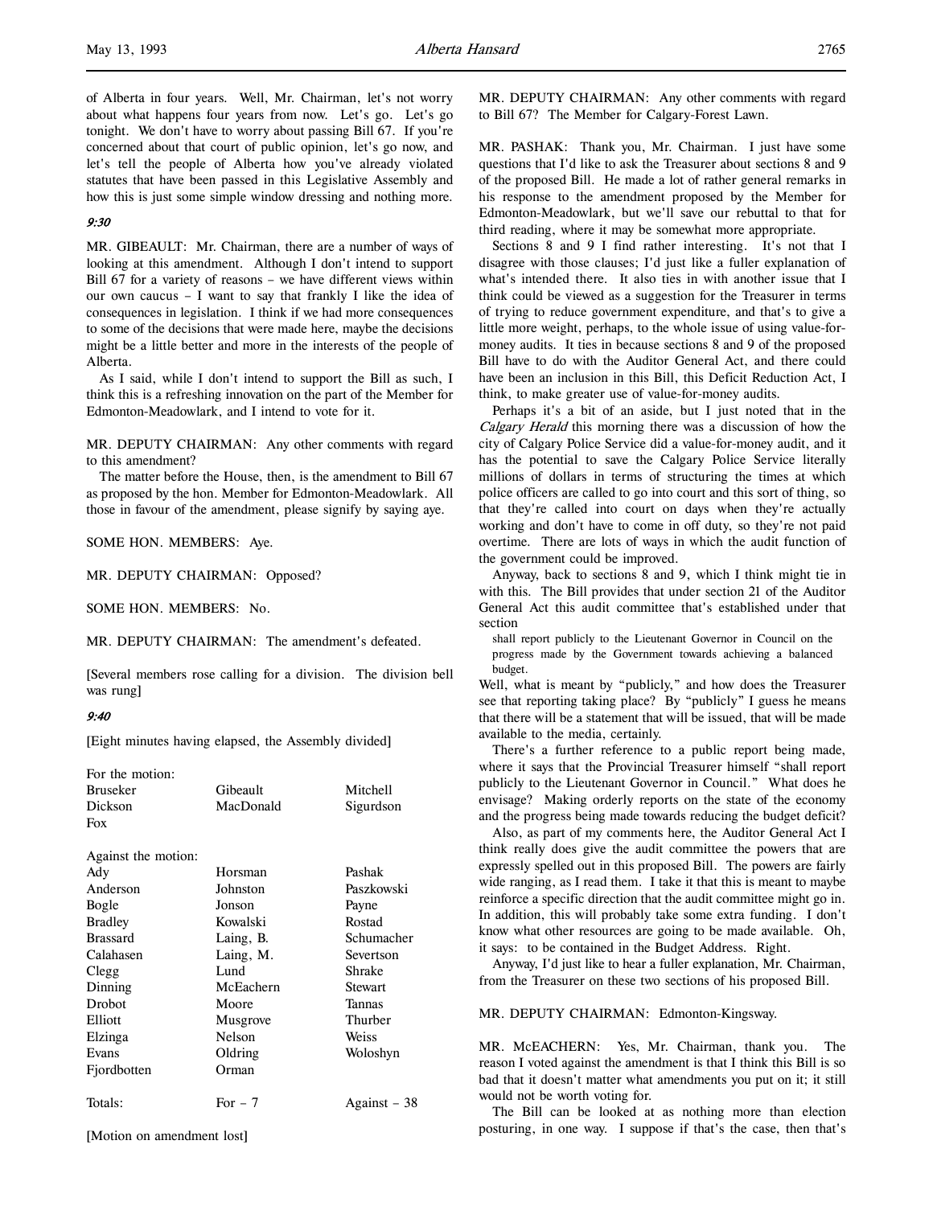of Alberta in four years. Well, Mr. Chairman, let's not worry about what happens four years from now. Let's go. Let's go tonight. We don't have to worry about passing Bill 67. If you're concerned about that court of public opinion, let's go now, and let's tell the people of Alberta how you've already violated statutes that have been passed in this Legislative Assembly and how this is just some simple window dressing and nothing more.

*9:30*

MR. GIBEAULT: Mr. Chairman, there are a number of ways of looking at this amendment. Although I don't intend to support Bill 67 for a variety of reasons – we have different views within our own caucus – I want to say that frankly I like the idea of consequences in legislation. I think if we had more consequences to some of the decisions that were made here, maybe the decisions might be a little better and more in the interests of the people of Alberta.

As I said, while I don't intend to support the Bill as such, I think this is a refreshing innovation on the part of the Member for Edmonton-Meadowlark, and I intend to vote for it.

MR. DEPUTY CHAIRMAN: Any other comments with regard to this amendment?

The matter before the House, then, is the amendment to Bill 67 as proposed by the hon. Member for Edmonton-Meadowlark. All those in favour of the amendment, please signify by saying aye.

SOME HON. MEMBERS: Aye.

MR. DEPUTY CHAIRMAN: Opposed?

SOME HON. MEMBERS: No.

MR. DEPUTY CHAIRMAN: The amendment's defeated.

[Several members rose calling for a division. The division bell was rung]

*9:40*

[Eight minutes having elapsed, the Assembly divided]

For the motion:

| | | |
|---|---|---|
| Bruseker | Gibeault | Mitchell |
| Dickson | MacDonald | Sigurdson |
| Fox | | |

Against the motion:

| | | |
|---|---|---|
| Ady | Horsman | Pashak |
| Anderson | Johnston | Paszkowski |
| Bogle | Jonson | Payne |
| Bradley | Kowalski | Rostad |
| Brassard | Laing, B. | Schumacher |
| Calahasen | Laing, M. | Severtson |
| Clegg | Lund | Shrake |
| Dinning | McEachern | Stewart |
| Drobot | Moore | Tannas |
| Elliott | Musgrove | Thurber |
| Elzinga | Nelson | Weiss |
| Evans | Oldring | Woloshyn |
| Fjordbotten | Orman | |

| | | |
|---|---|---|
| Totals: | For – 7 | Against – 38 |

[Motion on amendment lost]

MR. DEPUTY CHAIRMAN: Any other comments with regard to Bill 67? The Member for Calgary-Forest Lawn.

MR. PASHAK: Thank you, Mr. Chairman. I just have some questions that I'd like to ask the Treasurer about sections 8 and 9 of the proposed Bill. He made a lot of rather general remarks in his response to the amendment proposed by the Member for Edmonton-Meadowlark, but we'll save our rebuttal to that for third reading, where it may be somewhat more appropriate.

Sections 8 and 9 I find rather interesting. It's not that I disagree with those clauses; I'd just like a fuller explanation of what's intended there. It also ties in with another issue that I think could be viewed as a suggestion for the Treasurer in terms of trying to reduce government expenditure, and that's to give a little more weight, perhaps, to the whole issue of using value-for-money audits. It ties in because sections 8 and 9 of the proposed Bill have to do with the Auditor General Act, and there could have been an inclusion in this Bill, this Deficit Reduction Act, I think, to make greater use of value-for-money audits.

Perhaps it's a bit of an aside, but I just noted that in the *Calgary Herald* this morning there was a discussion of how the city of Calgary Police Service did a value-for-money audit, and it has the potential to save the Calgary Police Service literally millions of dollars in terms of structuring the times at which police officers are called to go into court and this sort of thing, so that they're called into court on days when they're actually working and don't have to come in off duty, so they're not paid overtime. There are lots of ways in which the audit function of the government could be improved.

Anyway, back to sections 8 and 9, which I think might tie in with this. The Bill provides that under section 21 of the Auditor General Act this audit committee that's established under that section

> shall report publicly to the Lieutenant Governor in Council on the progress made by the Government towards achieving a balanced budget.

Well, what is meant by "publicly," and how does the Treasurer see that reporting taking place? By "publicly" I guess he means that there will be a statement that will be issued, that will be made available to the media, certainly.

There's a further reference to a public report being made, where it says that the Provincial Treasurer himself "shall report publicly to the Lieutenant Governor in Council." What does he envisage? Making orderly reports on the state of the economy and the progress being made towards reducing the budget deficit?

Also, as part of my comments here, the Auditor General Act I think really does give the audit committee the powers that are expressly spelled out in this proposed Bill. The powers are fairly wide ranging, as I read them. I take it that this is meant to maybe reinforce a specific direction that the audit committee might go in. In addition, this will probably take some extra funding. I don't know what other resources are going to be made available. Oh, it says: to be contained in the Budget Address. Right.

Anyway, I'd just like to hear a fuller explanation, Mr. Chairman, from the Treasurer on these two sections of his proposed Bill.

MR. DEPUTY CHAIRMAN: Edmonton-Kingsway.

MR. McEACHERN: Yes, Mr. Chairman, thank you. The reason I voted against the amendment is that I think this Bill is so bad that it doesn't matter what amendments you put on it; it still would not be worth voting for.

The Bill can be looked at as nothing more than election posturing, in one way. I suppose if that's the case, then that's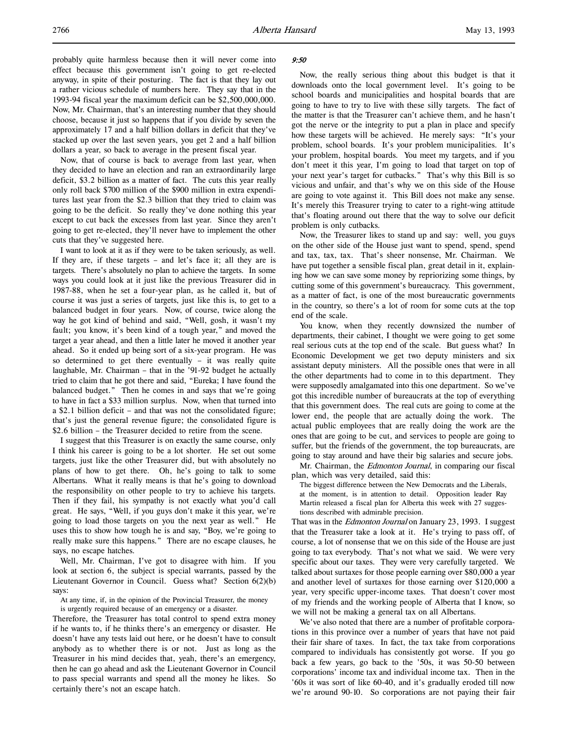probably quite harmless because then it will never come into effect because this government isn't going to get re-elected anyway, in spite of their posturing. The fact is that they lay out a rather vicious schedule of numbers here. They say that in the 1993-94 fiscal year the maximum deficit can be $2,500,000,000. Now, Mr. Chairman, that's an interesting number that they should choose, because it just so happens that if you divide by seven the approximately 17 and a half billion dollars in deficit that they've stacked up over the last seven years, you get 2 and a half billion dollars a year, so back to average in the present fiscal year.

Now, that of course is back to average from last year, when they decided to have an election and ran an extraordinarily large deficit, $3.2 billion as a matter of fact. The cuts this year really only roll back $700 million of the $900 million in extra expenditures last year from the $2.3 billion that they tried to claim was going to be the deficit. So really they've done nothing this year except to cut back the excesses from last year. Since they aren't going to get re-elected, they'll never have to implement the other cuts that they've suggested here.

I want to look at it as if they were to be taken seriously, as well. If they are, if these targets – and let's face it; all they are is targets. There's absolutely no plan to achieve the targets. In some ways you could look at it just like the previous Treasurer did in 1987-88, when he set a four-year plan, as he called it, but of course it was just a series of targets, just like this is, to get to a balanced budget in four years. Now, of course, twice along the way he got kind of behind and said, "Well, gosh, it wasn't my fault; you know, it's been kind of a tough year," and moved the target a year ahead, and then a little later he moved it another year ahead. So it ended up being sort of a six-year program. He was so determined to get there eventually – it was really quite laughable, Mr. Chairman – that in the '91-92 budget he actually tried to claim that he got there and said, "Eureka; I have found the balanced budget." Then he comes in and says that we're going to have in fact a $33 million surplus. Now, when that turned into a $2.1 billion deficit – and that was not the consolidated figure; that's just the general revenue figure; the consolidated figure is $2.6 billion – the Treasurer decided to retire from the scene.

I suggest that this Treasurer is on exactly the same course, only I think his career is going to be a lot shorter. He set out some targets, just like the other Treasurer did, but with absolutely no plans of how to get there. Oh, he's going to talk to some Albertans. What it really means is that he's going to download the responsibility on other people to try to achieve his targets. Then if they fail, his sympathy is not exactly what you'd call great. He says, "Well, if you guys don't make it this year, we're going to load those targets on you the next year as well." He uses this to show how tough he is and say, "Boy, we're going to really make sure this happens." There are no escape clauses, he says, no escape hatches.

Well, Mr. Chairman, I've got to disagree with him. If you look at section 6, the subject is special warrants, passed by the Lieutenant Governor in Council. Guess what? Section 6(2)(b) says:

> At any time, if, in the opinion of the Provincial Treasurer, the money is urgently required because of an emergency or a disaster.

Therefore, the Treasurer has total control to spend extra money if he wants to, if he thinks there's an emergency or disaster. He doesn't have any tests laid out here, or he doesn't have to consult anybody as to whether there is or not. Just as long as the Treasurer in his mind decides that, yeah, there's an emergency, then he can go ahead and ask the Lieutenant Governor in Council to pass special warrants and spend all the money he likes. So certainly there's not an escape hatch.

*9:50*

Now, the really serious thing about this budget is that it downloads onto the local government level. It's going to be school boards and municipalities and hospital boards that are going to have to try to live with these silly targets. The fact of the matter is that the Treasurer can't achieve them, and he hasn't got the nerve or the integrity to put a plan in place and specify how these targets will be achieved. He merely says: "It's your problem, school boards. It's your problem municipalities. It's your problem, hospital boards. You meet my targets, and if you don't meet it this year, I'm going to load that target on top of your next year's target for cutbacks." That's why this Bill is so vicious and unfair, and that's why we on this side of the House are going to vote against it. This Bill does not make any sense. It's merely this Treasurer trying to cater to a right-wing attitude that's floating around out there that the way to solve our deficit problem is only cutbacks.

Now, the Treasurer likes to stand up and say: well, you guys on the other side of the House just want to spend, spend, spend and tax, tax, tax. That's sheer nonsense, Mr. Chairman. We have put together a sensible fiscal plan, great detail in it, explaining how we can save some money by repriorizing some things, by cutting some of this government's bureaucracy. This government, as a matter of fact, is one of the most bureaucratic governments in the country, so there's a lot of room for some cuts at the top end of the scale.

You know, when they recently downsized the number of departments, their cabinet, I thought we were going to get some real serious cuts at the top end of the scale. But guess what? In Economic Development we get two deputy ministers and six assistant deputy ministers. All the possible ones that were in all the other departments had to come in to this department. They were supposedly amalgamated into this one department. So we've got this incredible number of bureaucrats at the top of everything that this government does. The real cuts are going to come at the lower end, the people that are actually doing the work. The actual public employees that are really doing the work are the ones that are going to be cut, and services to people are going to suffer, but the friends of the government, the top bureaucrats, are going to stay around and have their big salaries and secure jobs.

Mr. Chairman, the *Edmonton Journal*, in comparing our fiscal plan, which was very detailed, said this:

> The biggest difference between the New Democrats and the Liberals, at the moment, is in attention to detail. Opposition leader Ray Martin released a fiscal plan for Alberta this week with 27 suggestions described with admirable precision.

That was in the *Edmonton Journal* on January 23, 1993. I suggest that the Treasurer take a look at it. He's trying to pass off, of course, a lot of nonsense that we on this side of the House are just going to tax everybody. That's not what we said. We were very specific about our taxes. They were very carefully targeted. We talked about surtaxes for those people earning over $80,000 a year and another level of surtaxes for those earning over $120,000 a year, very specific upper-income taxes. That doesn't cover most of my friends and the working people of Alberta that I know, so we will not be making a general tax on all Albertans.

We've also noted that there are a number of profitable corporations in this province over a number of years that have not paid their fair share of taxes. In fact, the tax take from corporations compared to individuals has consistently got worse. If you go back a few years, go back to the '50s, it was 50-50 between corporations' income tax and individual income tax. Then in the '60s it was sort of like 60-40, and it's gradually eroded till now we're around 90-10. So corporations are not paying their fair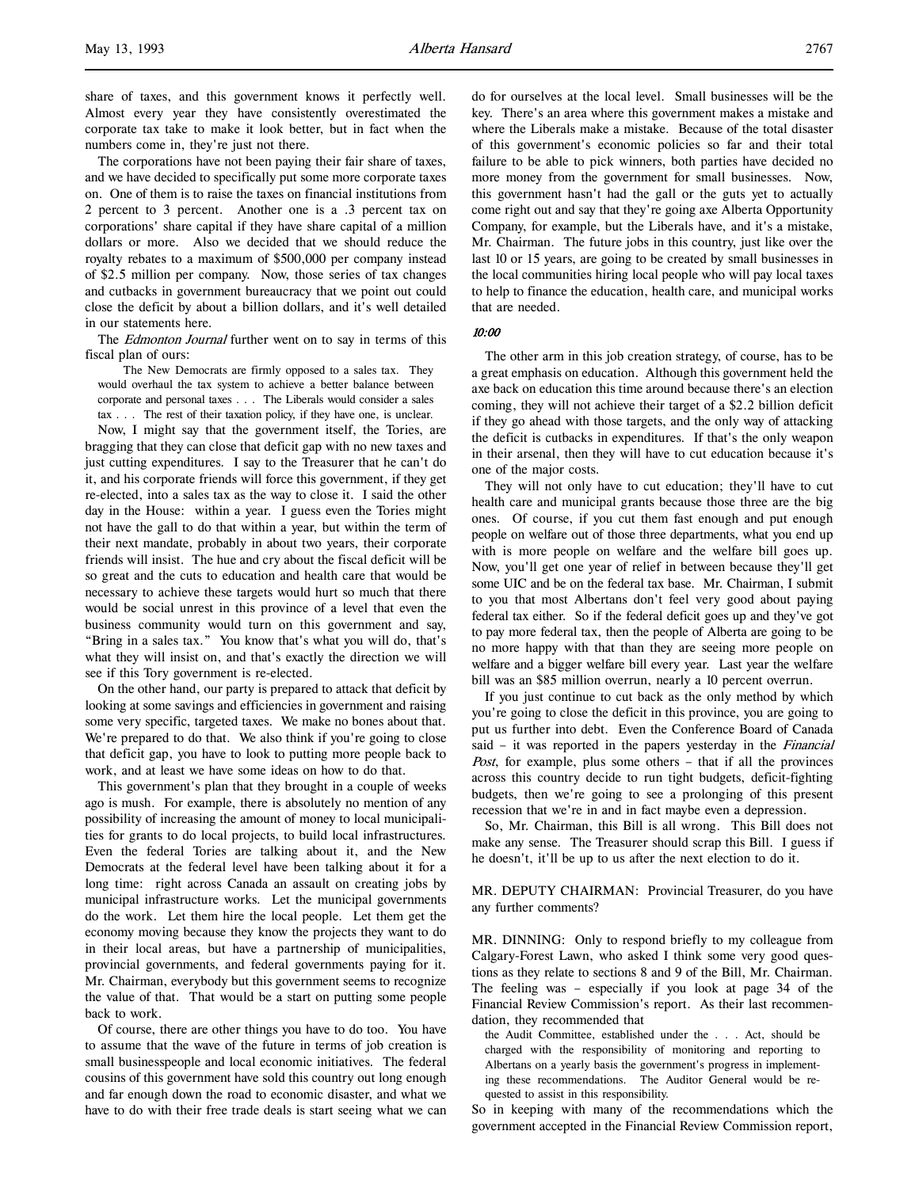share of taxes, and this government knows it perfectly well. Almost every year they have consistently overestimated the corporate tax take to make it look better, but in fact when the numbers come in, they're just not there.

The corporations have not been paying their fair share of taxes, and we have decided to specifically put some more corporate taxes on. One of them is to raise the taxes on financial institutions from 2 percent to 3 percent. Another one is a .3 percent tax on corporations' share capital if they have share capital of a million dollars or more. Also we decided that we should reduce the royalty rebates to a maximum of $500,000 per company instead of $2.5 million per company. Now, those series of tax changes and cutbacks in government bureaucracy that we point out could close the deficit by about a billion dollars, and it's well detailed in our statements here.

The *Edmonton Journal* further went on to say in terms of this fiscal plan of ours:

> The New Democrats are firmly opposed to a sales tax. They would overhaul the tax system to achieve a better balance between corporate and personal taxes . . . The Liberals would consider a sales tax . . . The rest of their taxation policy, if they have one, is unclear.

Now, I might say that the government itself, the Tories, are bragging that they can close that deficit gap with no new taxes and just cutting expenditures. I say to the Treasurer that he can't do it, and his corporate friends will force this government, if they get re-elected, into a sales tax as the way to close it. I said the other day in the House: within a year. I guess even the Tories might not have the gall to do that within a year, but within the term of their next mandate, probably in about two years, their corporate friends will insist. The hue and cry about the fiscal deficit will be so great and the cuts to education and health care that would be necessary to achieve these targets would hurt so much that there would be social unrest in this province of a level that even the business community would turn on this government and say, "Bring in a sales tax." You know that's what you will do, that's what they will insist on, and that's exactly the direction we will see if this Tory government is re-elected.

On the other hand, our party is prepared to attack that deficit by looking at some savings and efficiencies in government and raising some very specific, targeted taxes. We make no bones about that. We're prepared to do that. We also think if you're going to close that deficit gap, you have to look to putting more people back to work, and at least we have some ideas on how to do that.

This government's plan that they brought in a couple of weeks ago is mush. For example, there is absolutely no mention of any possibility of increasing the amount of money to local municipalities for grants to do local projects, to build local infrastructures. Even the federal Tories are talking about it, and the New Democrats at the federal level have been talking about it for a long time: right across Canada an assault on creating jobs by municipal infrastructure works. Let the municipal governments do the work. Let them hire the local people. Let them get the economy moving because they know the projects they want to do in their local areas, but have a partnership of municipalities, provincial governments, and federal governments paying for it. Mr. Chairman, everybody but this government seems to recognize the value of that. That would be a start on putting some people back to work.

Of course, there are other things you have to do too. You have to assume that the wave of the future in terms of job creation is small businesspeople and local economic initiatives. The federal cousins of this government have sold this country out long enough and far enough down the road to economic disaster, and what we have to do with their free trade deals is start seeing what we can do for ourselves at the local level. Small businesses will be the key. There's an area where this government makes a mistake and where the Liberals make a mistake. Because of the total disaster of this government's economic policies so far and their total failure to be able to pick winners, both parties have decided no more money from the government for small businesses. Now, this government hasn't had the gall or the guts yet to actually come right out and say that they're going axe Alberta Opportunity Company, for example, but the Liberals have, and it's a mistake, Mr. Chairman. The future jobs in this country, just like over the last 10 or 15 years, are going to be created by small businesses in the local communities hiring local people who will pay local taxes to help to finance the education, health care, and municipal works that are needed.

*10:00*

The other arm in this job creation strategy, of course, has to be a great emphasis on education. Although this government held the axe back on education this time around because there's an election coming, they will not achieve their target of a $2.2 billion deficit if they go ahead with those targets, and the only way of attacking the deficit is cutbacks in expenditures. If that's the only weapon in their arsenal, then they will have to cut education because it's one of the major costs.

They will not only have to cut education; they'll have to cut health care and municipal grants because those three are the big ones. Of course, if you cut them fast enough and put enough people on welfare out of those three departments, what you end up with is more people on welfare and the welfare bill goes up. Now, you'll get one year of relief in between because they'll get some UIC and be on the federal tax base. Mr. Chairman, I submit to you that most Albertans don't feel very good about paying federal tax either. So if the federal deficit goes up and they've got to pay more federal tax, then the people of Alberta are going to be no more happy with that than they are seeing more people on welfare and a bigger welfare bill every year. Last year the welfare bill was an $85 million overrun, nearly a 10 percent overrun.

If you just continue to cut back as the only method by which you're going to close the deficit in this province, you are going to put us further into debt. Even the Conference Board of Canada said – it was reported in the papers yesterday in the *Financial Post*, for example, plus some others – that if all the provinces across this country decide to run tight budgets, deficit-fighting budgets, then we're going to see a prolonging of this present recession that we're in and in fact maybe even a depression.

So, Mr. Chairman, this Bill is all wrong. This Bill does not make any sense. The Treasurer should scrap this Bill. I guess if he doesn't, it'll be up to us after the next election to do it.

MR. DEPUTY CHAIRMAN: Provincial Treasurer, do you have any further comments?

MR. DINNING: Only to respond briefly to my colleague from Calgary-Forest Lawn, who asked I think some very good questions as they relate to sections 8 and 9 of the Bill, Mr. Chairman. The feeling was – especially if you look at page 34 of the Financial Review Commission's report. As their last recommendation, they recommended that

> the Audit Committee, established under the . . . Act, should be charged with the responsibility of monitoring and reporting to Albertans on a yearly basis the government's progress in implementing these recommendations. The Auditor General would be requested to assist in this responsibility.

So in keeping with many of the recommendations which the government accepted in the Financial Review Commission report,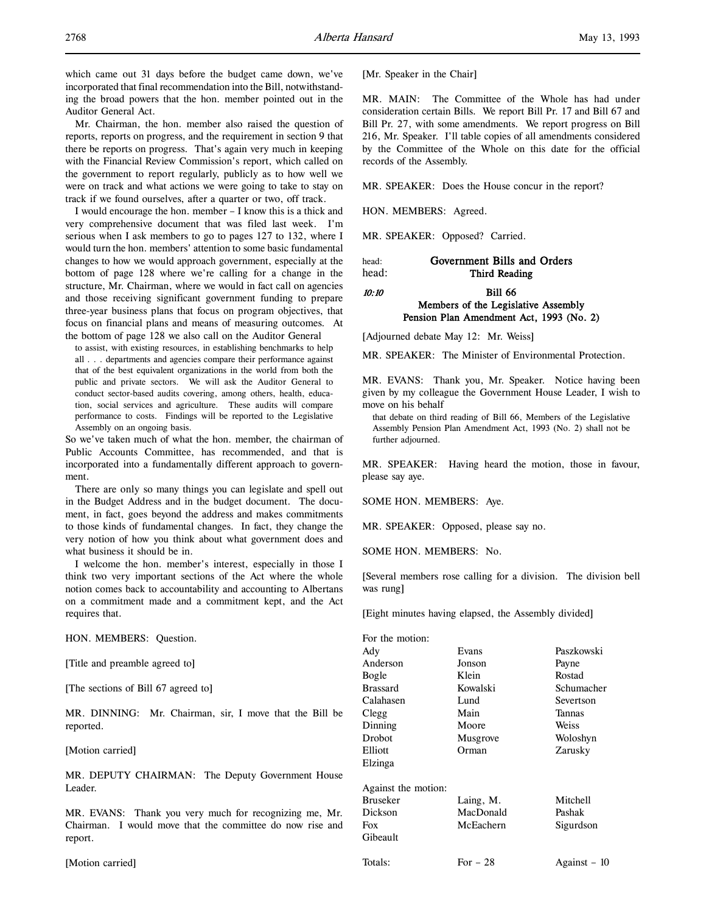which came out 31 days before the budget came down, we've incorporated that final recommendation into the Bill, notwithstanding the broad powers that the hon. member pointed out in the Auditor General Act.

Mr. Chairman, the hon. member also raised the question of reports, reports on progress, and the requirement in section 9 that there be reports on progress. That's again very much in keeping with the Financial Review Commission's report, which called on the government to report regularly, publicly as to how well we were on track and what actions we were going to take to stay on track if we found ourselves, after a quarter or two, off track.

I would encourage the hon. member – I know this is a thick and very comprehensive document that was filed last week. I'm serious when I ask members to go to pages 127 to 132, where I would turn the hon. members' attention to some basic fundamental changes to how we would approach government, especially at the bottom of page 128 where we're calling for a change in the structure, Mr. Chairman, where we would in fact call on agencies and those receiving significant government funding to prepare three-year business plans that focus on program objectives, that focus on financial plans and means of measuring outcomes. At the bottom of page 128 we also call on the Auditor General

> to assist, with existing resources, in establishing benchmarks to help all . . . departments and agencies compare their performance against that of the best equivalent organizations in the world from both the public and private sectors. We will ask the Auditor General to conduct sector-based audits covering, among others, health, education, social services and agriculture. These audits will compare performance to costs. Findings will be reported to the Legislative Assembly on an ongoing basis.

So we've taken much of what the hon. member, the chairman of Public Accounts Committee, has recommended, and that is incorporated into a fundamentally different approach to government.

There are only so many things you can legislate and spell out in the Budget Address and in the budget document. The document, in fact, goes beyond the address and makes commitments to those kinds of fundamental changes. In fact, they change the very notion of how you think about what government does and what business it should be in.

I welcome the hon. member's interest, especially in those I think two very important sections of the Act where the whole notion comes back to accountability and accounting to Albertans on a commitment made and a commitment kept, and the Act requires that.

HON. MEMBERS: Question.

[Title and preamble agreed to]

[The sections of Bill 67 agreed to]

MR. DINNING: Mr. Chairman, sir, I move that the Bill be reported.

[Motion carried]

MR. DEPUTY CHAIRMAN: The Deputy Government House Leader.

MR. EVANS: Thank you very much for recognizing me, Mr. Chairman. I would move that the committee do now rise and report.

[Motion carried]

[Mr. Speaker in the Chair]

MR. MAIN: The Committee of the Whole has had under consideration certain Bills. We report Bill Pr. 17 and Bill 67 and Bill Pr. 27, with some amendments. We report progress on Bill 216, Mr. Speaker. I'll table copies of all amendments considered by the Committee of the Whole on this date for the official records of the Assembly.

MR. SPEAKER: Does the House concur in the report?

HON. MEMBERS: Agreed.

MR. SPEAKER: Opposed? Carried.

head: **Government Bills and Orders**
head: **Third Reading**

*10:10* **Bill 66**
**Members of the Legislative Assembly Pension Plan Amendment Act, 1993 (No. 2)**

[Adjourned debate May 12: Mr. Weiss]

MR. SPEAKER: The Minister of Environmental Protection.

MR. EVANS: Thank you, Mr. Speaker. Notice having been given by my colleague the Government House Leader, I wish to move on his behalf

> that debate on third reading of Bill 66, Members of the Legislative Assembly Pension Plan Amendment Act, 1993 (No. 2) shall not be further adjourned.

MR. SPEAKER: Having heard the motion, those in favour, please say aye.

SOME HON. MEMBERS: Aye.

MR. SPEAKER: Opposed, please say no.

SOME HON. MEMBERS: No.

[Several members rose calling for a division. The division bell was rung]

[Eight minutes having elapsed, the Assembly divided]

For the motion:

| | | |
|---|---|---|
| Ady | Evans | Paszkowski |
| Anderson | Jonson | Payne |
| Bogle | Klein | Rostad |
| Brassard | Kowalski | Schumacher |
| Calahasen | Lund | Severtson |
| Clegg | Main | Tannas |
| Dinning | Moore | Weiss |
| Drobot | Musgrove | Woloshyn |
| Elliott | Orman | Zarusky |
| Elzinga | | |

Against the motion:

| | | |
|---|---|---|
| Bruseker | Laing, M. | Mitchell |
| Dickson | MacDonald | Pashak |
| Fox | McEachern | Sigurdson |
| Gibeault | | |

| | | |
|---|---|---|
| Totals: | For – 28 | Against – 10 |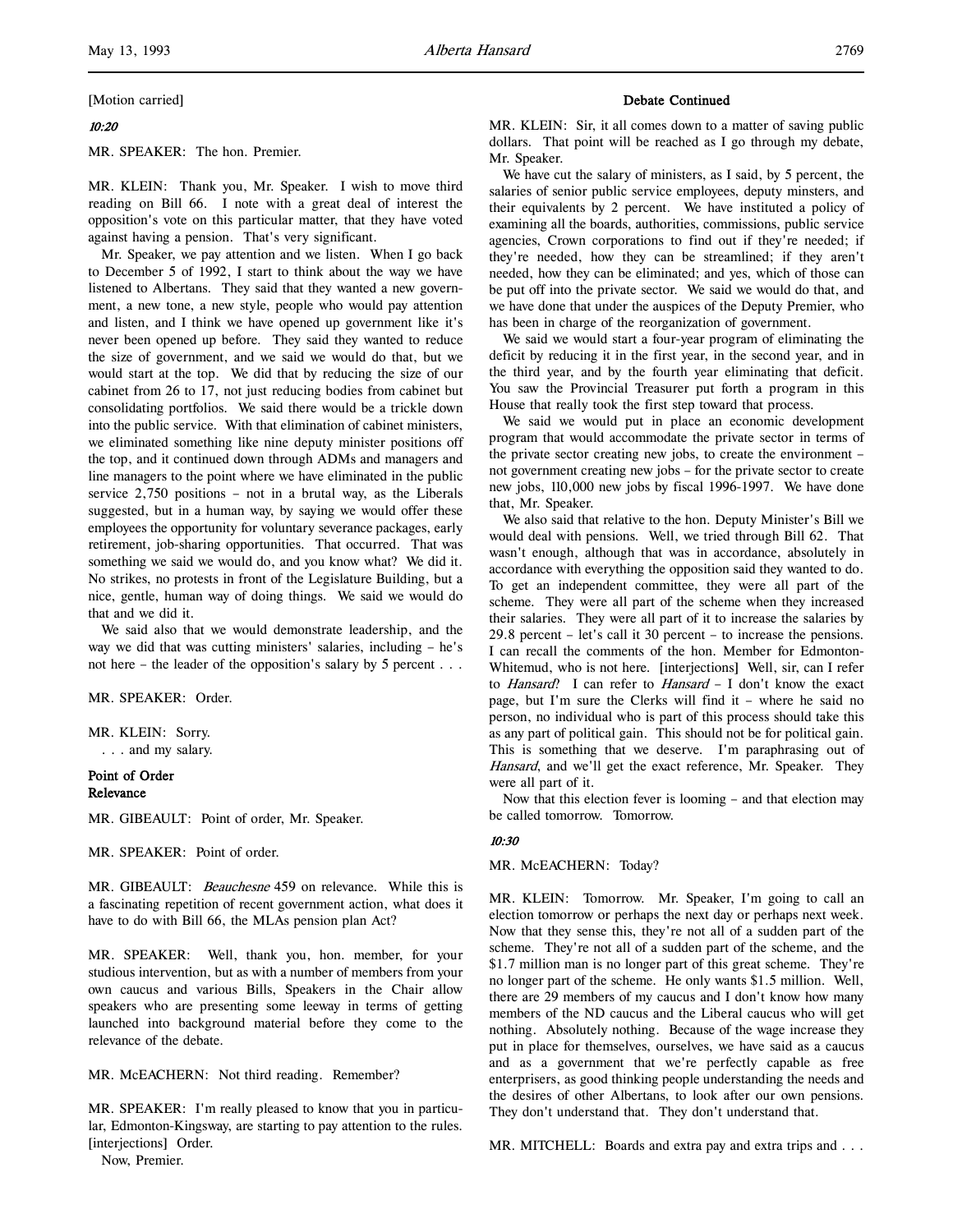[Motion carried]

*10:20*

MR. SPEAKER: The hon. Premier.

MR. KLEIN: Thank you, Mr. Speaker. I wish to move third reading on Bill 66. I note with a great deal of interest the opposition's vote on this particular matter, that they have voted against having a pension. That's very significant.

Mr. Speaker, we pay attention and we listen. When I go back to December 5 of 1992, I start to think about the way we have listened to Albertans. They said that they wanted a new government, a new tone, a new style, people who would pay attention and listen, and I think we have opened up government like it's never been opened up before. They said they wanted to reduce the size of government, and we said we would do that, but we would start at the top. We did that by reducing the size of our cabinet from 26 to 17, not just reducing bodies from cabinet but consolidating portfolios. We said there would be a trickle down into the public service. With that elimination of cabinet ministers, we eliminated something like nine deputy minister positions off the top, and it continued down through ADMs and managers and line managers to the point where we have eliminated in the public service 2,750 positions – not in a brutal way, as the Liberals suggested, but in a human way, by saying we would offer these employees the opportunity for voluntary severance packages, early retirement, job-sharing opportunities. That occurred. That was something we said we would do, and you know what? We did it. No strikes, no protests in front of the Legislature Building, but a nice, gentle, human way of doing things. We said we would do that and we did it.

We said also that we would demonstrate leadership, and the way we did that was cutting ministers' salaries, including – he's not here – the leader of the opposition's salary by 5 percent . . .

MR. SPEAKER: Order.

MR. KLEIN: Sorry.
. . . and my salary.

**Point of Order**
**Relevance**

MR. GIBEAULT: Point of order, Mr. Speaker.

MR. SPEAKER: Point of order.

MR. GIBEAULT: *Beauchesne* 459 on relevance. While this is a fascinating repetition of recent government action, what does it have to do with Bill 66, the MLAs pension plan Act?

MR. SPEAKER: Well, thank you, hon. member, for your studious intervention, but as with a number of members from your own caucus and various Bills, Speakers in the Chair allow speakers who are presenting some leeway in terms of getting launched into background material before they come to the relevance of the debate.

MR. McEACHERN: Not third reading. Remember?

MR. SPEAKER: I'm really pleased to know that you in particular, Edmonton-Kingsway, are starting to pay attention to the rules. [interjections] Order.

Now, Premier.

**Debate Continued**

MR. KLEIN: Sir, it all comes down to a matter of saving public dollars. That point will be reached as I go through my debate, Mr. Speaker.

We have cut the salary of ministers, as I said, by 5 percent, the salaries of senior public service employees, deputy ministers, and their equivalents by 2 percent. We have instituted a policy of examining all the boards, authorities, commissions, public service agencies, Crown corporations to find out if they're needed; if they're needed, how they can be streamlined; if they aren't needed, how they can be eliminated; and yes, which of those can be put off into the private sector. We said we would do that, and we have done that under the auspices of the Deputy Premier, who has been in charge of the reorganization of government.

We said we would start a four-year program of eliminating the deficit by reducing it in the first year, in the second year, and in the third year, and by the fourth year eliminating that deficit. You saw the Provincial Treasurer put forth a program in this House that really took the first step toward that process.

We said we would put in place an economic development program that would accommodate the private sector in terms of the private sector creating new jobs, to create the environment – not government creating new jobs – for the private sector to create new jobs, 110,000 new jobs by fiscal 1996-1997. We have done that, Mr. Speaker.

We also said that relative to the hon. Deputy Minister's Bill we would deal with pensions. Well, we tried through Bill 62. That wasn't enough, although that was in accordance, absolutely in accordance with everything the opposition said they wanted to do. To get an independent committee, they were all part of the scheme. They were all part of the scheme when they increased their salaries. They were all part of it to increase the salaries by 29.8 percent – let's call it 30 percent – to increase the pensions. I can recall the comments of the hon. Member for Edmonton-Whitemud, who is not here. [interjections] Well, sir, can I refer to *Hansard*? I can refer to *Hansard* – I don't know the exact page, but I'm sure the Clerks will find it – where he said no person, no individual who is part of this process should take this as any part of political gain. This should not be for political gain. This is something that we deserve. I'm paraphrasing out of *Hansard*, and we'll get the exact reference, Mr. Speaker. They were all part of it.

Now that this election fever is looming – and that election may be called tomorrow. Tomorrow.

*10:30*

MR. McEACHERN: Today?

MR. KLEIN: Tomorrow. Mr. Speaker, I'm going to call an election tomorrow or perhaps the next day or perhaps next week. Now that they sense this, they're not all of a sudden part of the scheme. They're not all of a sudden part of the scheme, and the $1.7 million man is no longer part of this great scheme. They're no longer part of the scheme. He only wants $1.5 million. Well, there are 29 members of my caucus and I don't know how many members of the ND caucus and the Liberal caucus who will get nothing. Absolutely nothing. Because of the wage increase they put in place for themselves, ourselves, we have said as a caucus and as a government that we're perfectly capable as free enterprisers, as good thinking people understanding the needs and the desires of other Albertans, to look after our own pensions. They don't understand that. They don't understand that.

MR. MITCHELL: Boards and extra pay and extra trips and . . .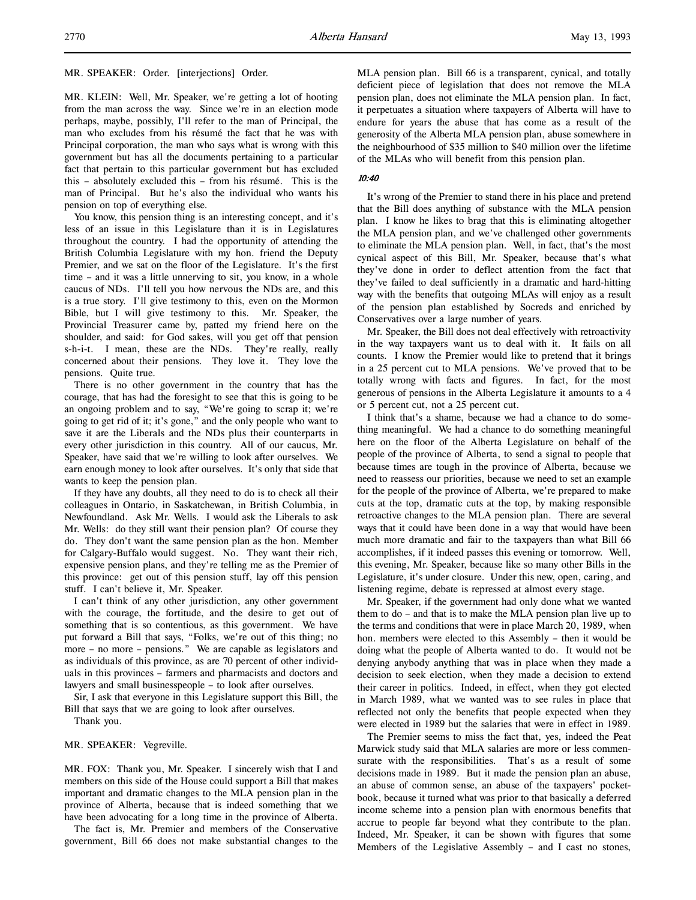MR. SPEAKER: Order. [interjections] Order.

MR. KLEIN: Well, Mr. Speaker, we're getting a lot of hooting from the man across the way. Since we're in an election mode perhaps, maybe, possibly, I'll refer to the man of Principal, the man who excludes from his résumé the fact that he was with Principal corporation, the man who says what is wrong with this government but has all the documents pertaining to a particular fact that pertain to this particular government but has excluded this – absolutely excluded this – from his résumé. This is the man of Principal. But he's also the individual who wants his pension on top of everything else.

You know, this pension thing is an interesting concept, and it's less of an issue in this Legislature than it is in Legislatures throughout the country. I had the opportunity of attending the British Columbia Legislature with my hon. friend the Deputy Premier, and we sat on the floor of the Legislature. It's the first time – and it was a little unnerving to sit, you know, in a whole caucus of NDs. I'll tell you how nervous the NDs are, and this is a true story. I'll give testimony to this, even on the Mormon Bible, but I will give testimony to this. Mr. Speaker, the Provincial Treasurer came by, patted my friend here on the shoulder, and said: for God sakes, will you get off that pension s-h-i-t. I mean, these are the NDs. They're really, really concerned about their pensions. They love it. They love the pensions. Quite true.

There is no other government in the country that has the courage, that has had the foresight to see that this is going to be an ongoing problem and to say, "We're going to scrap it; we're going to get rid of it; it's gone," and the only people who want to save it are the Liberals and the NDs plus their counterparts in every other jurisdiction in this country. All of our caucus, Mr. Speaker, have said that we're willing to look after ourselves. We earn enough money to look after ourselves. It's only that side that wants to keep the pension plan.

If they have any doubts, all they need to do is to check all their colleagues in Ontario, in Saskatchewan, in British Columbia, in Newfoundland. Ask Mr. Wells. I would ask the Liberals to ask Mr. Wells: do they still want their pension plan? Of course they do. They don't want the same pension plan as the hon. Member for Calgary-Buffalo would suggest. No. They want their rich, expensive pension plans, and they're telling me as the Premier of this province: get out of this pension stuff, lay off this pension stuff. I can't believe it, Mr. Speaker.

I can't think of any other jurisdiction, any other government with the courage, the fortitude, and the desire to get out of something that is so contentious, as this government. We have put forward a Bill that says, "Folks, we're out of this thing; no more – no more – pensions." We are capable as legislators and as individuals of this province, as are 70 percent of other individuals in this provinces – farmers and pharmacists and doctors and lawyers and small businesspeople – to look after ourselves.

Sir, I ask that everyone in this Legislature support this Bill, the Bill that says that we are going to look after ourselves.

Thank you.

MR. SPEAKER: Vegreville.

MR. FOX: Thank you, Mr. Speaker. I sincerely wish that I and members on this side of the House could support a Bill that makes important and dramatic changes to the MLA pension plan in the province of Alberta, because that is indeed something that we have been advocating for a long time in the province of Alberta.

The fact is, Mr. Premier and members of the Conservative government, Bill 66 does not make substantial changes to the MLA pension plan. Bill 66 is a transparent, cynical, and totally deficient piece of legislation that does not remove the MLA pension plan, does not eliminate the MLA pension plan. In fact, it perpetuates a situation where taxpayers of Alberta will have to endure for years the abuse that has come as a result of the generosity of the Alberta MLA pension plan, abuse somewhere in the neighbourhood of $35 million to $40 million over the lifetime of the MLAs who will benefit from this pension plan.

*10:40*

It's wrong of the Premier to stand there in his place and pretend that the Bill does anything of substance with the MLA pension plan. I know he likes to brag that this is eliminating altogether the MLA pension plan, and we've challenged other governments to eliminate the MLA pension plan. Well, in fact, that's the most cynical aspect of this Bill, Mr. Speaker, because that's what they've done in order to deflect attention from the fact that they've failed to deal sufficiently in a dramatic and hard-hitting way with the benefits that outgoing MLAs will enjoy as a result of the pension plan established by Socreds and enriched by Conservatives over a large number of years.

Mr. Speaker, the Bill does not deal effectively with retroactivity in the way taxpayers want us to deal with it. It fails on all counts. I know the Premier would like to pretend that it brings in a 25 percent cut to MLA pensions. We've proved that to be totally wrong with facts and figures. In fact, for the most generous of pensions in the Alberta Legislature it amounts to a 4 or 5 percent cut, not a 25 percent cut.

I think that's a shame, because we had a chance to do something meaningful. We had a chance to do something meaningful here on the floor of the Alberta Legislature on behalf of the people of the province of Alberta, to send a signal to people that because times are tough in the province of Alberta, because we need to reassess our priorities, because we need to set an example for the people of the province of Alberta, we're prepared to make cuts at the top, dramatic cuts at the top, by making responsible retroactive changes to the MLA pension plan. There are several ways that it could have been done in a way that would have been much more dramatic and fair to the taxpayers than what Bill 66 accomplishes, if it indeed passes this evening or tomorrow. Well, this evening, Mr. Speaker, because like so many other Bills in the Legislature, it's under closure. Under this new, open, caring, and listening regime, debate is repressed at almost every stage.

Mr. Speaker, if the government had only done what we wanted them to do – and that is to make the MLA pension plan live up to the terms and conditions that were in place March 20, 1989, when hon. members were elected to this Assembly – then it would be doing what the people of Alberta wanted to do. It would not be denying anybody anything that was in place when they made a decision to seek election, when they made a decision to extend their career in politics. Indeed, in effect, when they got elected in March 1989, what we wanted was to see rules in place that reflected not only the benefits that people expected when they were elected in 1989 but the salaries that were in effect in 1989.

The Premier seems to miss the fact that, yes, indeed the Peat Marwick study said that MLA salaries are more or less commensurate with the responsibilities. That's as a result of some decisions made in 1989. But it made the pension plan an abuse, an abuse of common sense, an abuse of the taxpayers' pocketbook, because it turned what was prior to that basically a deferred income scheme into a pension plan with enormous benefits that accrue to people far beyond what they contribute to the plan. Indeed, Mr. Speaker, it can be shown with figures that some Members of the Legislative Assembly – and I cast no stones,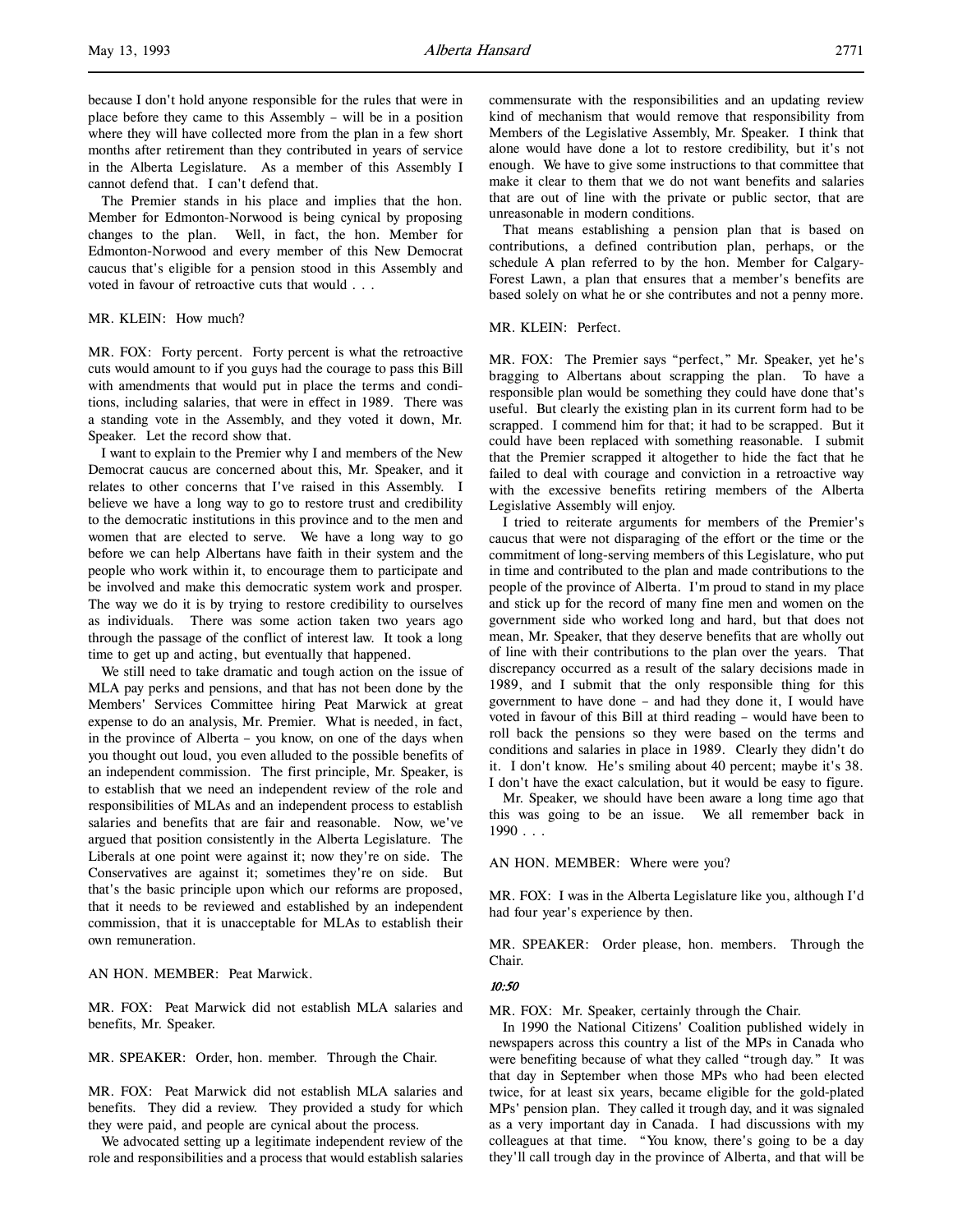because I don't hold anyone responsible for the rules that were in place before they came to this Assembly – will be in a position where they will have collected more from the plan in a few short months after retirement than they contributed in years of service in the Alberta Legislature. As a member of this Assembly I cannot defend that. I can't defend that.

The Premier stands in his place and implies that the hon. Member for Edmonton-Norwood is being cynical by proposing changes to the plan. Well, in fact, the hon. Member for Edmonton-Norwood and every member of this New Democrat caucus that's eligible for a pension stood in this Assembly and voted in favour of retroactive cuts that would . . .

MR. KLEIN: How much?

MR. FOX: Forty percent. Forty percent is what the retroactive cuts would amount to if you guys had the courage to pass this Bill with amendments that would put in place the terms and conditions, including salaries, that were in effect in 1989. There was a standing vote in the Assembly, and they voted it down, Mr. Speaker. Let the record show that.

I want to explain to the Premier why I and members of the New Democrat caucus are concerned about this, Mr. Speaker, and it relates to other concerns that I've raised in this Assembly. I believe we have a long way to go to restore trust and credibility to the democratic institutions in this province and to the men and women that are elected to serve. We have a long way to go before we can help Albertans have faith in their system and the people who work within it, to encourage them to participate and be involved and make this democratic system work and prosper. The way we do it is by trying to restore credibility to ourselves as individuals. There was some action taken two years ago through the passage of the conflict of interest law. It took a long time to get up and acting, but eventually that happened.

We still need to take dramatic and tough action on the issue of MLA pay perks and pensions, and that has not been done by the Members' Services Committee hiring Peat Marwick at great expense to do an analysis, Mr. Premier. What is needed, in fact, in the province of Alberta – you know, on one of the days when you thought out loud, you even alluded to the possible benefits of an independent commission. The first principle, Mr. Speaker, is to establish that we need an independent review of the role and responsibilities of MLAs and an independent process to establish salaries and benefits that are fair and reasonable. Now, we've argued that position consistently in the Alberta Legislature. The Liberals at one point were against it; now they're on side. The Conservatives are against it; sometimes they're on side. But that's the basic principle upon which our reforms are proposed, that it needs to be reviewed and established by an independent commission, that it is unacceptable for MLAs to establish their own remuneration.

AN HON. MEMBER: Peat Marwick.

MR. FOX: Peat Marwick did not establish MLA salaries and benefits, Mr. Speaker.

MR. SPEAKER: Order, hon. member. Through the Chair.

MR. FOX: Peat Marwick did not establish MLA salaries and benefits. They did a review. They provided a study for which they were paid, and people are cynical about the process.

We advocated setting up a legitimate independent review of the role and responsibilities and a process that would establish salaries commensurate with the responsibilities and an updating review kind of mechanism that would remove that responsibility from Members of the Legislative Assembly, Mr. Speaker. I think that alone would have done a lot to restore credibility, but it's not enough. We have to give some instructions to that committee that make it clear to them that we do not want benefits and salaries that are out of line with the private or public sector, that are unreasonable in modern conditions.

That means establishing a pension plan that is based on contributions, a defined contribution plan, perhaps, or the schedule A plan referred to by the hon. Member for Calgary-Forest Lawn, a plan that ensures that a member's benefits are based solely on what he or she contributes and not a penny more.

MR. KLEIN: Perfect.

MR. FOX: The Premier says "perfect," Mr. Speaker, yet he's bragging to Albertans about scrapping the plan. To have a responsible plan would be something they could have done that's useful. But clearly the existing plan in its current form had to be scrapped. I commend him for that; it had to be scrapped. But it could have been replaced with something reasonable. I submit that the Premier scrapped it altogether to hide the fact that he failed to deal with courage and conviction in a retroactive way with the excessive benefits retiring members of the Alberta Legislative Assembly will enjoy.

I tried to reiterate arguments for members of the Premier's caucus that were not disparaging of the effort or the time or the commitment of long-serving members of this Legislature, who put in time and contributed to the plan and made contributions to the people of the province of Alberta. I'm proud to stand in my place and stick up for the record of many fine men and women on the government side who worked long and hard, but that does not mean, Mr. Speaker, that they deserve benefits that are wholly out of line with their contributions to the plan over the years. That discrepancy occurred as a result of the salary decisions made in 1989, and I submit that the only responsible thing for this government to have done – and had they done it, I would have voted in favour of this Bill at third reading – would have been to roll back the pensions so they were based on the terms and conditions and salaries in place in 1989. Clearly they didn't do it. I don't know. He's smiling about 40 percent; maybe it's 38. I don't have the exact calculation, but it would be easy to figure.

Mr. Speaker, we should have been aware a long time ago that this was going to be an issue. We all remember back in 1990 . . .

AN HON. MEMBER: Where were you?

MR. FOX: I was in the Alberta Legislature like you, although I'd had four year's experience by then.

MR. SPEAKER: Order please, hon. members. Through the Chair.

*10:50*

MR. FOX: Mr. Speaker, certainly through the Chair.

In 1990 the National Citizens' Coalition published widely in newspapers across this country a list of the MPs in Canada who were benefiting because of what they called "trough day." It was that day in September when those MPs who had been elected twice, for at least six years, became eligible for the gold-plated MPs' pension plan. They called it trough day, and it was signaled as a very important day in Canada. I had discussions with my colleagues at that time. "You know, there's going to be a day they'll call trough day in the province of Alberta, and that will be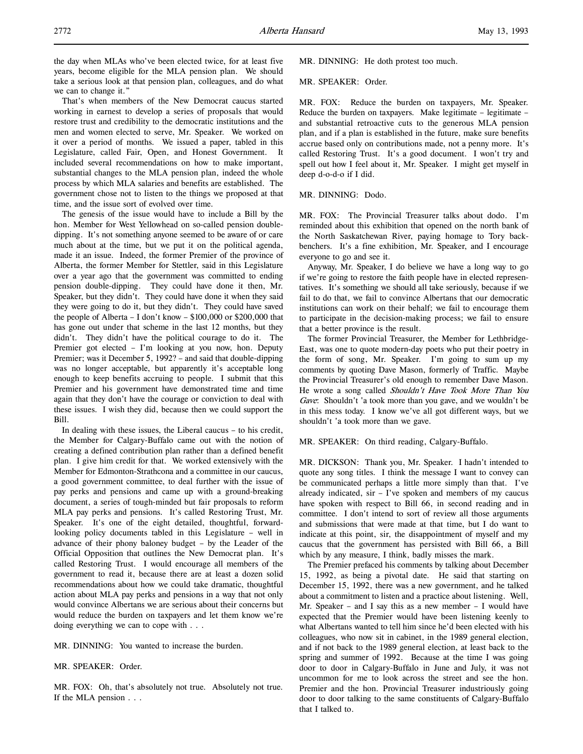the day when MLAs who've been elected twice, for at least five years, become eligible for the MLA pension plan. We should take a serious look at that pension plan, colleagues, and do what we can to change it."

That's when members of the New Democrat caucus started working in earnest to develop a series of proposals that would restore trust and credibility to the democratic institutions and the men and women elected to serve, Mr. Speaker. We worked on it over a period of months. We issued a paper, tabled in this Legislature, called Fair, Open, and Honest Government. It included several recommendations on how to make important, substantial changes to the MLA pension plan, indeed the whole process by which MLA salaries and benefits are established. The government chose not to listen to the things we proposed at that time, and the issue sort of evolved over time.

The genesis of the issue would have to include a Bill by the hon. Member for West Yellowhead on so-called pension double-dipping. It's not something anyone seemed to be aware of or care much about at the time, but we put it on the political agenda, made it an issue. Indeed, the former Premier of the province of Alberta, the former Member for Stettler, said in this Legislature over a year ago that the government was committed to ending pension double-dipping. They could have done it then, Mr. Speaker, but they didn't. They could have done it when they said they were going to do it, but they didn't. They could have saved the people of Alberta – I don't know – $100,000 or $200,000 that has gone out under that scheme in the last 12 months, but they didn't. They didn't have the political courage to do it. The Premier got elected – I'm looking at you now, hon. Deputy Premier; was it December 5, 1992? – and said that double-dipping was no longer acceptable, but apparently it's acceptable long enough to keep benefits accruing to people. I submit that this Premier and his government have demonstrated time and time again that they don't have the courage or conviction to deal with these issues. I wish they did, because then we could support the Bill.

In dealing with these issues, the Liberal caucus – to his credit, the Member for Calgary-Buffalo came out with the notion of creating a defined contribution plan rather than a defined benefit plan. I give him credit for that. We worked extensively with the Member for Edmonton-Strathcona and a committee in our caucus, a good government committee, to deal further with the issue of pay perks and pensions and came up with a ground-breaking document, a series of tough-minded but fair proposals to reform MLA pay perks and pensions. It's called Restoring Trust, Mr. Speaker. It's one of the eight detailed, thoughtful, forward-looking policy documents tabled in this Legislature – well in advance of their phony baloney budget – by the Leader of the Official Opposition that outlines the New Democrat plan. It's called Restoring Trust. I would encourage all members of the government to read it, because there are at least a dozen solid recommendations about how we could take dramatic, thoughtful action about MLA pay perks and pensions in a way that not only would convince Albertans we are serious about their concerns but would reduce the burden on taxpayers and let them know we're doing everything we can to cope with . . .

MR. DINNING: You wanted to increase the burden.

MR. SPEAKER: Order.

MR. FOX: Oh, that's absolutely not true. Absolutely not true. If the MLA pension . . .

MR. DINNING: He doth protest too much.

MR. SPEAKER: Order.

MR. FOX: Reduce the burden on taxpayers, Mr. Speaker. Reduce the burden on taxpayers. Make legitimate – legitimate – and substantial retroactive cuts to the generous MLA pension plan, and if a plan is established in the future, make sure benefits accrue based only on contributions made, not a penny more. It's called Restoring Trust. It's a good document. I won't try and spell out how I feel about it, Mr. Speaker. I might get myself in deep d-o-d-o if I did.

MR. DINNING: Dodo.

MR. FOX: The Provincial Treasurer talks about dodo. I'm reminded about this exhibition that opened on the north bank of the North Saskatchewan River, paying homage to Tory backbenchers. It's a fine exhibition, Mr. Speaker, and I encourage everyone to go and see it.

Anyway, Mr. Speaker, I do believe we have a long way to go if we're going to restore the faith people have in elected representatives. It's something we should all take seriously, because if we fail to do that, we fail to convince Albertans that our democratic institutions can work on their behalf; we fail to encourage them to participate in the decision-making process; we fail to ensure that a better province is the result.

The former Provincial Treasurer, the Member for Lethbridge-East, was one to quote modern-day poets who put their poetry in the form of song, Mr. Speaker. I'm going to sum up my comments by quoting Dave Mason, formerly of Traffic. Maybe the Provincial Treasurer's old enough to remember Dave Mason. He wrote a song called *Shouldn't Have Took More Than You Gave*: Shouldn't 'a took more than you gave, and we wouldn't be in this mess today. I know we've all got different ways, but we shouldn't 'a took more than we gave.

MR. SPEAKER: On third reading, Calgary-Buffalo.

MR. DICKSON: Thank you, Mr. Speaker. I hadn't intended to quote any song titles. I think the message I want to convey can be communicated perhaps a little more simply than that. I've already indicated, sir – I've spoken and members of my caucus have spoken with respect to Bill 66, in second reading and in committee. I don't intend to sort of review all those arguments and submissions that were made at that time, but I do want to indicate at this point, sir, the disappointment of myself and my caucus that the government has persisted with Bill 66, a Bill which by any measure, I think, badly misses the mark.

The Premier prefaced his comments by talking about December 15, 1992, as being a pivotal date. He said that starting on December 15, 1992, there was a new government, and he talked about a commitment to listen and a practice about listening. Well, Mr. Speaker – and I say this as a new member – I would have expected that the Premier would have been listening keenly to what Albertans wanted to tell him since he'd been elected with his colleagues, who now sit in cabinet, in the 1989 general election, and if not back to the 1989 general election, at least back to the spring and summer of 1992. Because at the time I was going door to door in Calgary-Buffalo in June and July, it was not uncommon for me to look across the street and see the hon. Premier and the hon. Provincial Treasurer industriously going door to door talking to the same constituents of Calgary-Buffalo that I talked to.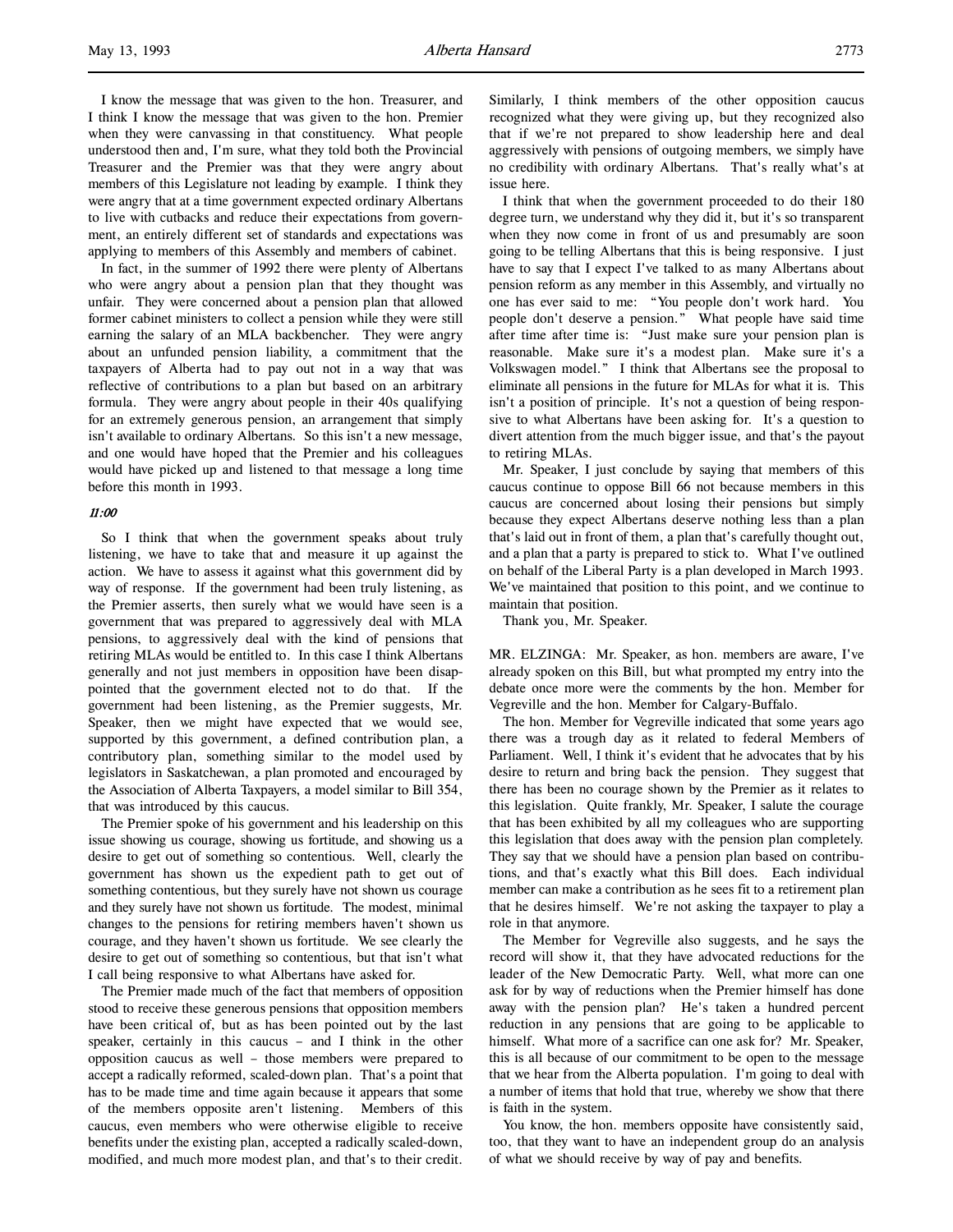I know the message that was given to the hon. Treasurer, and I think I know the message that was given to the hon. Premier when they were canvassing in that constituency. What people understood then and, I'm sure, what they told both the Provincial Treasurer and the Premier was that they were angry about members of this Legislature not leading by example. I think they were angry that at a time government expected ordinary Albertans to live with cutbacks and reduce their expectations from government, an entirely different set of standards and expectations was applying to members of this Assembly and members of cabinet.

In fact, in the summer of 1992 there were plenty of Albertans who were angry about a pension plan that they thought was unfair. They were concerned about a pension plan that allowed former cabinet ministers to collect a pension while they were still earning the salary of an MLA backbencher. They were angry about an unfunded pension liability, a commitment that the taxpayers of Alberta had to pay out not in a way that was reflective of contributions to a plan but based on an arbitrary formula. They were angry about people in their 40s qualifying for an extremely generous pension, an arrangement that simply isn't available to ordinary Albertans. So this isn't a new message, and one would have hoped that the Premier and his colleagues would have picked up and listened to that message a long time before this month in 1993.

*11:00*

So I think that when the government speaks about truly listening, we have to take that and measure it up against the action. We have to assess it against what this government did by way of response. If the government had been truly listening, as the Premier asserts, then surely what we would have seen is a government that was prepared to aggressively deal with MLA pensions, to aggressively deal with the kind of pensions that retiring MLAs would be entitled to. In this case I think Albertans generally and not just members in opposition have been disappointed that the government elected not to do that. If the government had been listening, as the Premier suggests, Mr. Speaker, then we might have expected that we would see, supported by this government, a defined contribution plan, a contributory plan, something similar to the model used by legislators in Saskatchewan, a plan promoted and encouraged by the Association of Alberta Taxpayers, a model similar to Bill 354, that was introduced by this caucus.

The Premier spoke of his government and his leadership on this issue showing us courage, showing us fortitude, and showing us a desire to get out of something so contentious. Well, clearly the government has shown us the expedient path to get out of something contentious, but they surely have not shown us courage and they surely have not shown us fortitude. The modest, minimal changes to the pensions for retiring members haven't shown us courage, and they haven't shown us fortitude. We see clearly the desire to get out of something so contentious, but that isn't what I call being responsive to what Albertans have asked for.

The Premier made much of the fact that members of opposition stood to receive these generous pensions that opposition members have been critical of, but as has been pointed out by the last speaker, certainly in this caucus – and I think in the other opposition caucus as well – those members were prepared to accept a radically reformed, scaled-down plan. That's a point that has to be made time and time again because it appears that some of the members opposite aren't listening. Members of this caucus, even members who were otherwise eligible to receive benefits under the existing plan, accepted a radically scaled-down, modified, and much more modest plan, and that's to their credit. Similarly, I think members of the other opposition caucus recognized what they were giving up, but they recognized also that if we're not prepared to show leadership here and deal aggressively with pensions of outgoing members, we simply have no credibility with ordinary Albertans. That's really what's at issue here.

I think that when the government proceeded to do their 180 degree turn, we understand why they did it, but it's so transparent when they now come in front of us and presumably are soon going to be telling Albertans that this is being responsive. I just have to say that I expect I've talked to as many Albertans about pension reform as any member in this Assembly, and virtually no one has ever said to me: "You people don't work hard. You people don't deserve a pension." What people have said time after time after time is: "Just make sure your pension plan is reasonable. Make sure it's a modest plan. Make sure it's a Volkswagen model." I think that Albertans see the proposal to eliminate all pensions in the future for MLAs for what it is. This isn't a position of principle. It's not a question of being responsive to what Albertans have been asking for. It's a question to divert attention from the much bigger issue, and that's the payout to retiring MLAs.

Mr. Speaker, I just conclude by saying that members of this caucus continue to oppose Bill 66 not because members in this caucus are concerned about losing their pensions but simply because they expect Albertans deserve nothing less than a plan that's laid out in front of them, a plan that's carefully thought out, and a plan that a party is prepared to stick to. What I've outlined on behalf of the Liberal Party is a plan developed in March 1993. We've maintained that position to this point, and we continue to maintain that position.

Thank you, Mr. Speaker.

MR. ELZINGA: Mr. Speaker, as hon. members are aware, I've already spoken on this Bill, but what prompted my entry into the debate once more were the comments by the hon. Member for Vegreville and the hon. Member for Calgary-Buffalo.

The hon. Member for Vegreville indicated that some years ago there was a trough day as it related to federal Members of Parliament. Well, I think it's evident that he advocates that by his desire to return and bring back the pension. They suggest that there has been no courage shown by the Premier as it relates to this legislation. Quite frankly, Mr. Speaker, I salute the courage that has been exhibited by all my colleagues who are supporting this legislation that does away with the pension plan completely. They say that we should have a pension plan based on contributions, and that's exactly what this Bill does. Each individual member can make a contribution as he sees fit to a retirement plan that he desires himself. We're not asking the taxpayer to play a role in that anymore.

The Member for Vegreville also suggests, and he says the record will show it, that they have advocated reductions for the leader of the New Democratic Party. Well, what more can one ask for by way of reductions when the Premier himself has done away with the pension plan? He's taken a hundred percent reduction in any pensions that are going to be applicable to himself. What more of a sacrifice can one ask for? Mr. Speaker, this is all because of our commitment to be open to the message that we hear from the Alberta population. I'm going to deal with a number of items that hold that true, whereby we show that there is faith in the system.

You know, the hon. members opposite have consistently said, too, that they want to have an independent group do an analysis of what we should receive by way of pay and benefits.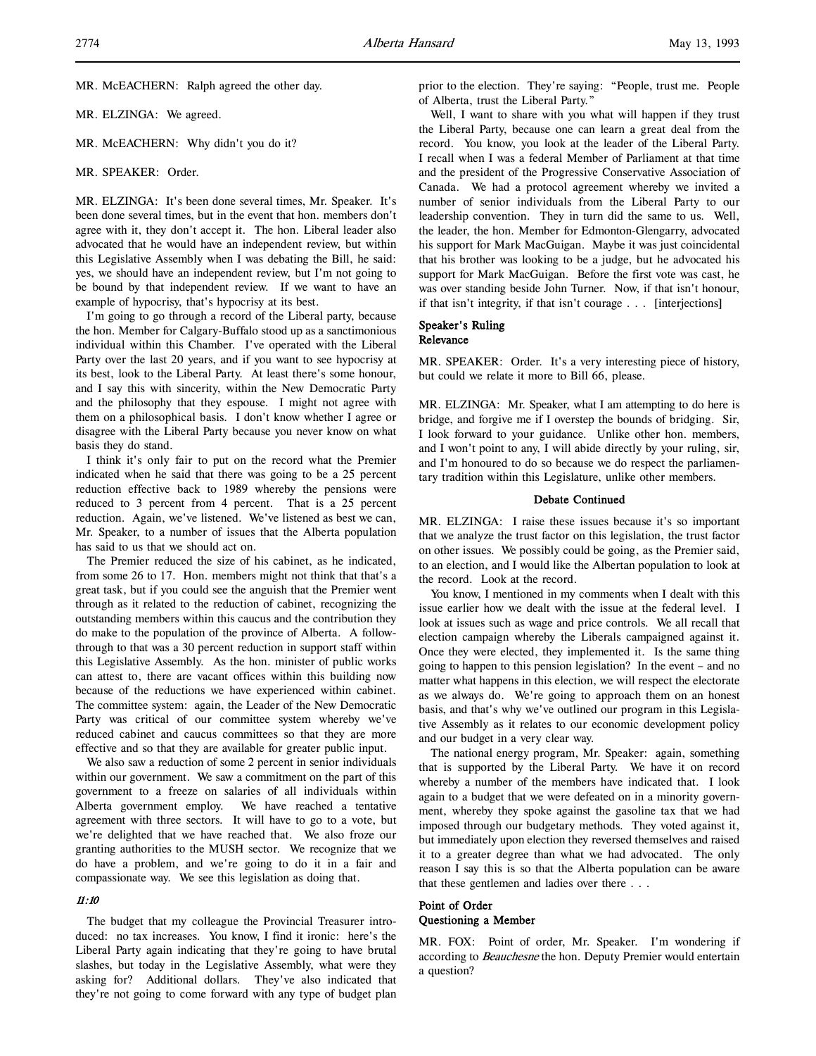MR. McEACHERN: Ralph agreed the other day.

MR. ELZINGA: We agreed.

MR. McEACHERN: Why didn't you do it?

MR. SPEAKER: Order.

MR. ELZINGA: It's been done several times, Mr. Speaker. It's been done several times, but in the event that hon. members don't agree with it, they don't accept it. The hon. Liberal leader also advocated that he would have an independent review, but within this Legislative Assembly when I was debating the Bill, he said: yes, we should have an independent review, but I'm not going to be bound by that independent review. If we want to have an example of hypocrisy, that's hypocrisy at its best.

I'm going to go through a record of the Liberal party, because the hon. Member for Calgary-Buffalo stood up as a sanctimonious individual within this Chamber. I've operated with the Liberal Party over the last 20 years, and if you want to see hypocrisy at its best, look to the Liberal Party. At least there's some honour, and I say this with sincerity, within the New Democratic Party and the philosophy that they espouse. I might not agree with them on a philosophical basis. I don't know whether I agree or disagree with the Liberal Party because you never know on what basis they do stand.

I think it's only fair to put on the record what the Premier indicated when he said that there was going to be a 25 percent reduction effective back to 1989 whereby the pensions were reduced to 3 percent from 4 percent. That is a 25 percent reduction. Again, we've listened. We've listened as best we can, Mr. Speaker, to a number of issues that the Alberta population has said to us that we should act on.

The Premier reduced the size of his cabinet, as he indicated, from some 26 to 17. Hon. members might not think that that's a great task, but if you could see the anguish that the Premier went through as it related to the reduction of cabinet, recognizing the outstanding members within this caucus and the contribution they do make to the population of the province of Alberta. A follow-through to that was a 30 percent reduction in support staff within this Legislative Assembly. As the hon. minister of public works can attest to, there are vacant offices within this building now because of the reductions we have experienced within cabinet. The committee system: again, the Leader of the New Democratic Party was critical of our committee system whereby we've reduced cabinet and caucus committees so that they are more effective and so that they are available for greater public input.

We also saw a reduction of some 2 percent in senior individuals within our government. We saw a commitment on the part of this government to a freeze on salaries of all individuals within Alberta government employ. We have reached a tentative agreement with three sectors. It will have to go to a vote, but we're delighted that we have reached that. We also froze our granting authorities to the MUSH sector. We recognize that we do have a problem, and we're going to do it in a fair and compassionate way. We see this legislation as doing that.

*11:10*

The budget that my colleague the Provincial Treasurer introduced: no tax increases. You know, I find it ironic: here's the Liberal Party again indicating that they're going to have brutal slashes, but today in the Legislative Assembly, what were they asking for? Additional dollars. They've also indicated that they're not going to come forward with any type of budget plan prior to the election. They're saying: "People, trust me. People of Alberta, trust the Liberal Party."

Well, I want to share with you what will happen if they trust the Liberal Party, because one can learn a great deal from the record. You know, you look at the leader of the Liberal Party. I recall when I was a federal Member of Parliament at that time and the president of the Progressive Conservative Association of Canada. We had a protocol agreement whereby we invited a number of senior individuals from the Liberal Party to our leadership convention. They in turn did the same to us. Well, the leader, the hon. Member for Edmonton-Glengarry, advocated his support for Mark MacGuigan. Maybe it was just coincidental that his brother was looking to be a judge, but he advocated his support for Mark MacGuigan. Before the first vote was cast, he was over standing beside John Turner. Now, if that isn't honour, if that isn't integrity, if that isn't courage . . . [interjections]

### Speaker's Ruling
### Relevance

MR. SPEAKER: Order. It's a very interesting piece of history, but could we relate it more to Bill 66, please.

MR. ELZINGA: Mr. Speaker, what I am attempting to do here is bridge, and forgive me if I overstep the bounds of bridging. Sir, I look forward to your guidance. Unlike other hon. members, and I won't point to any, I will abide directly by your ruling, sir, and I'm honoured to do so because we do respect the parliamentary tradition within this Legislature, unlike other members.

### Debate Continued

MR. ELZINGA: I raise these issues because it's so important that we analyze the trust factor on this legislation, the trust factor on other issues. We possibly could be going, as the Premier said, to an election, and I would like the Albertan population to look at the record. Look at the record.

You know, I mentioned in my comments when I dealt with this issue earlier how we dealt with the issue at the federal level. I look at issues such as wage and price controls. We all recall that election campaign whereby the Liberals campaigned against it. Once they were elected, they implemented it. Is the same thing going to happen to this pension legislation? In the event – and no matter what happens in this election, we will respect the electorate as we always do. We're going to approach them on an honest basis, and that's why we've outlined our program in this Legislative Assembly as it relates to our economic development policy and our budget in a very clear way.

The national energy program, Mr. Speaker: again, something that is supported by the Liberal Party. We have it on record whereby a number of the members have indicated that. I look again to a budget that we were defeated on in a minority government, whereby they spoke against the gasoline tax that we had imposed through our budgetary methods. They voted against it, but immediately upon election they reversed themselves and raised it to a greater degree than what we had advocated. The only reason I say this is so that the Alberta population can be aware that these gentlemen and ladies over there . . .

### Point of Order
### Questioning a Member

MR. FOX: Point of order, Mr. Speaker. I'm wondering if according to *Beauchesne* the hon. Deputy Premier would entertain a question?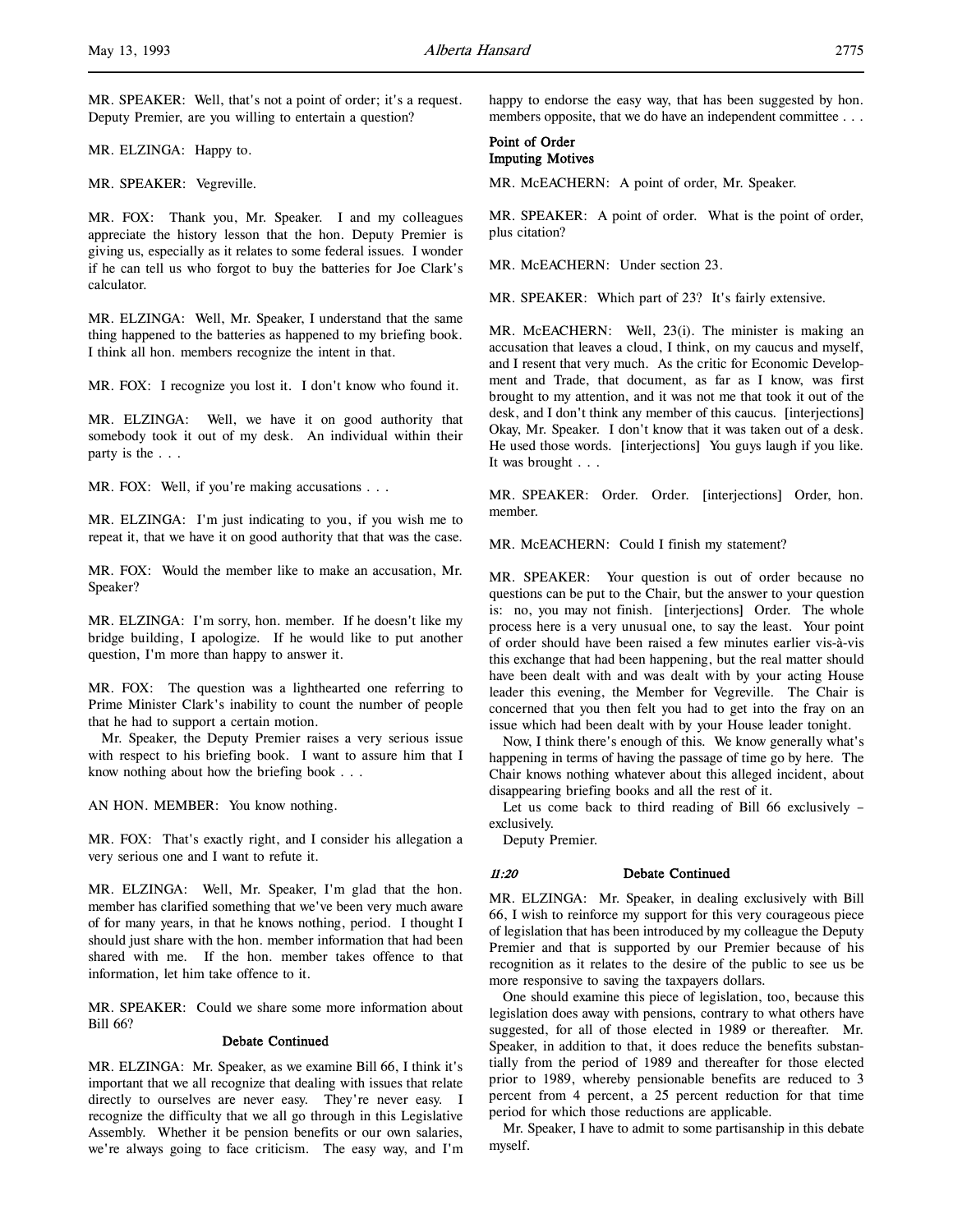MR. SPEAKER: Well, that's not a point of order; it's a request. Deputy Premier, are you willing to entertain a question?

MR. ELZINGA: Happy to.

MR. SPEAKER: Vegreville.

MR. FOX: Thank you, Mr. Speaker. I and my colleagues appreciate the history lesson that the hon. Deputy Premier is giving us, especially as it relates to some federal issues. I wonder if he can tell us who forgot to buy the batteries for Joe Clark's calculator.

MR. ELZINGA: Well, Mr. Speaker, I understand that the same thing happened to the batteries as happened to my briefing book. I think all hon. members recognize the intent in that.

MR. FOX: I recognize you lost it. I don't know who found it.

MR. ELZINGA: Well, we have it on good authority that somebody took it out of my desk. An individual within their party is the . . .

MR. FOX: Well, if you're making accusations . . .

MR. ELZINGA: I'm just indicating to you, if you wish me to repeat it, that we have it on good authority that that was the case.

MR. FOX: Would the member like to make an accusation, Mr. Speaker?

MR. ELZINGA: I'm sorry, hon. member. If he doesn't like my bridge building, I apologize. If he would like to put another question, I'm more than happy to answer it.

MR. FOX: The question was a lighthearted one referring to Prime Minister Clark's inability to count the number of people that he had to support a certain motion.

Mr. Speaker, the Deputy Premier raises a very serious issue with respect to his briefing book. I want to assure him that I know nothing about how the briefing book . . .

AN HON. MEMBER: You know nothing.

MR. FOX: That's exactly right, and I consider his allegation a very serious one and I want to refute it.

MR. ELZINGA: Well, Mr. Speaker, I'm glad that the hon. member has clarified something that we've been very much aware of for many years, in that he knows nothing, period. I thought I should just share with the hon. member information that had been shared with me. If the hon. member takes offence to that information, let him take offence to it.

MR. SPEAKER: Could we share some more information about Bill 66?

### Debate Continued

MR. ELZINGA: Mr. Speaker, as we examine Bill 66, I think it's important that we all recognize that dealing with issues that relate directly to ourselves are never easy. They're never easy. I recognize the difficulty that we all go through in this Legislative Assembly. Whether it be pension benefits or our own salaries, we're always going to face criticism. The easy way, and I'm happy to endorse the easy way, that has been suggested by hon. members opposite, that we do have an independent committee . . .

### Point of Order
### Imputing Motives

MR. McEACHERN: A point of order, Mr. Speaker.

MR. SPEAKER: A point of order. What is the point of order, plus citation?

MR. McEACHERN: Under section 23.

MR. SPEAKER: Which part of 23? It's fairly extensive.

MR. McEACHERN: Well, 23(i). The minister is making an accusation that leaves a cloud, I think, on my caucus and myself, and I resent that very much. As the critic for Economic Development and Trade, that document, as far as I know, was first brought to my attention, and it was not me that took it out of the desk, and I don't think any member of this caucus. [interjections] Okay, Mr. Speaker. I don't know that it was taken out of a desk. He used those words. [interjections] You guys laugh if you like. It was brought . . .

MR. SPEAKER: Order. Order. [interjections] Order, hon. member.

MR. McEACHERN: Could I finish my statement?

MR. SPEAKER: Your question is out of order because no questions can be put to the Chair, but the answer to your question is: no, you may not finish. [interjections] Order. The whole process here is a very unusual one, to say the least. Your point of order should have been raised a few minutes earlier vis-à-vis this exchange that had been happening, but the real matter should have been dealt with and was dealt with by your acting House leader this evening, the Member for Vegreville. The Chair is concerned that you then felt you had to get into the fray on an issue which had been dealt with by your House leader tonight.

Now, I think there's enough of this. We know generally what's happening in terms of having the passage of time go by here. The Chair knows nothing whatever about this alleged incident, about disappearing briefing books and all the rest of it.

Let us come back to third reading of Bill 66 exclusively – exclusively.

Deputy Premier.

### *11:20* Debate Continued

MR. ELZINGA: Mr. Speaker, in dealing exclusively with Bill 66, I wish to reinforce my support for this very courageous piece of legislation that has been introduced by my colleague the Deputy Premier and that is supported by our Premier because of his recognition as it relates to the desire of the public to see us be more responsive to saving the taxpayers dollars.

One should examine this piece of legislation, too, because this legislation does away with pensions, contrary to what others have suggested, for all of those elected in 1989 or thereafter. Mr. Speaker, in addition to that, it does reduce the benefits substantially from the period of 1989 and thereafter for those elected prior to 1989, whereby pensionable benefits are reduced to 3 percent from 4 percent, a 25 percent reduction for that time period for which those reductions are applicable.

Mr. Speaker, I have to admit to some partisanship in this debate myself.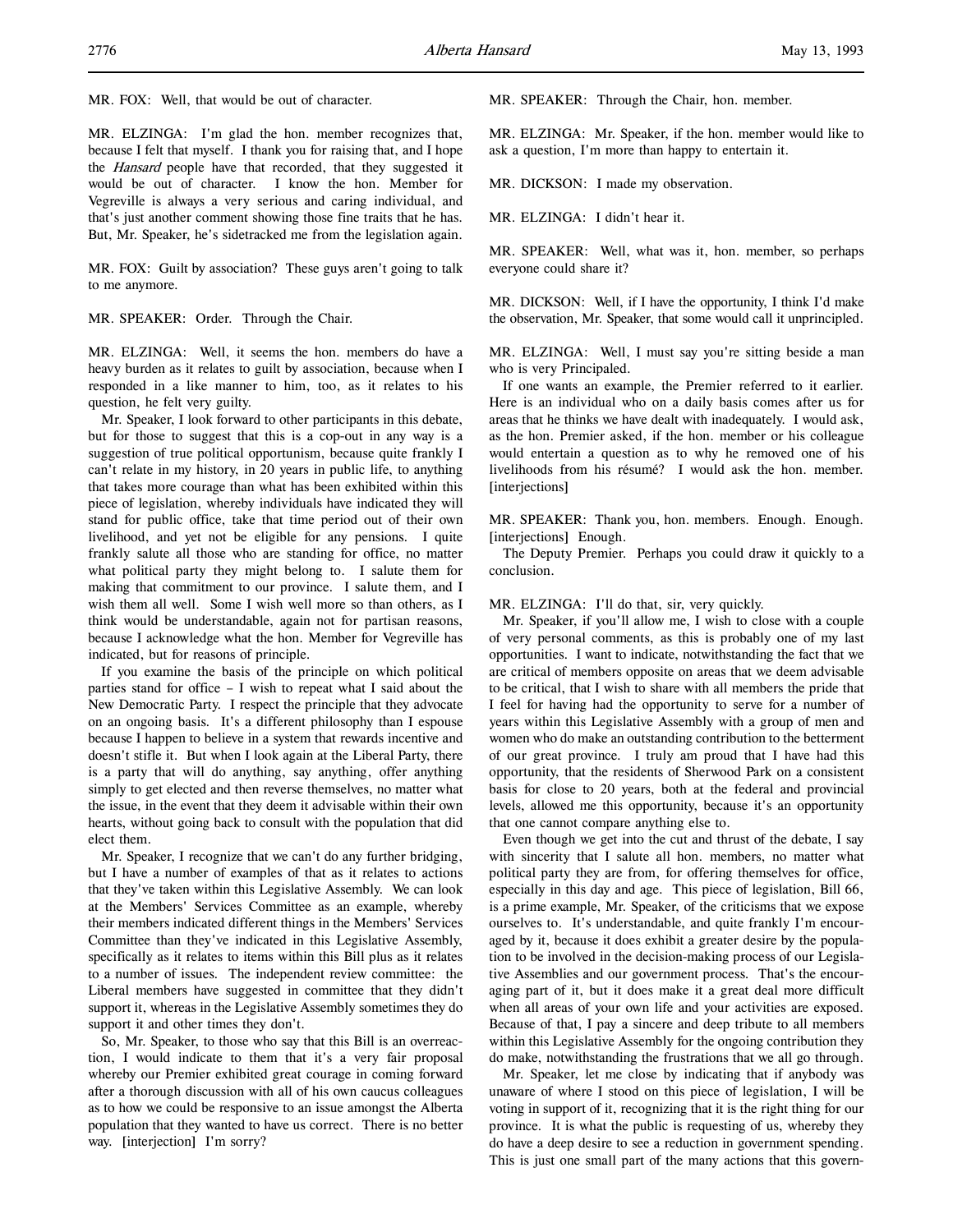MR. FOX: Well, that would be out of character.

MR. ELZINGA: I'm glad the hon. member recognizes that, because I felt that myself. I thank you for raising that, and I hope the *Hansard* people have that recorded, that they suggested it would be out of character. I know the hon. Member for Vegreville is always a very serious and caring individual, and that's just another comment showing those fine traits that he has. But, Mr. Speaker, he's sidetracked me from the legislation again.

MR. FOX: Guilt by association? These guys aren't going to talk to me anymore.

MR. SPEAKER: Order. Through the Chair.

MR. ELZINGA: Well, it seems the hon. members do have a heavy burden as it relates to guilt by association, because when I responded in a like manner to him, too, as it relates to his question, he felt very guilty.

Mr. Speaker, I look forward to other participants in this debate, but for those to suggest that this is a cop-out in any way is a suggestion of true political opportunism, because quite frankly I can't relate in my history, in 20 years in public life, to anything that takes more courage than what has been exhibited within this piece of legislation, whereby individuals have indicated they will stand for public office, take that time period out of their own livelihood, and yet not be eligible for any pensions. I quite frankly salute all those who are standing for office, no matter what political party they might belong to. I salute them for making that commitment to our province. I salute them, and I wish them all well. Some I wish well more so than others, as I think would be understandable, again not for partisan reasons, because I acknowledge what the hon. Member for Vegreville has indicated, but for reasons of principle.

If you examine the basis of the principle on which political parties stand for office – I wish to repeat what I said about the New Democratic Party. I respect the principle that they advocate on an ongoing basis. It's a different philosophy than I espouse because I happen to believe in a system that rewards incentive and doesn't stifle it. But when I look again at the Liberal Party, there is a party that will do anything, say anything, offer anything simply to get elected and then reverse themselves, no matter what the issue, in the event that they deem it advisable within their own hearts, without going back to consult with the population that did elect them.

Mr. Speaker, I recognize that we can't do any further bridging, but I have a number of examples of that as it relates to actions that they've taken within this Legislative Assembly. We can look at the Members' Services Committee as an example, whereby their members indicated different things in the Members' Services Committee than they've indicated in this Legislative Assembly, specifically as it relates to items within this Bill plus as it relates to a number of issues. The independent review committee: the Liberal members have suggested in committee that they didn't support it, whereas in the Legislative Assembly sometimes they do support it and other times they don't.

So, Mr. Speaker, to those who say that this Bill is an overreaction, I would indicate to them that it's a very fair proposal whereby our Premier exhibited great courage in coming forward after a thorough discussion with all of his own caucus colleagues as to how we could be responsive to an issue amongst the Alberta population that they wanted to have us correct. There is no better way. [interjection] I'm sorry?

MR. SPEAKER: Through the Chair, hon. member.

MR. ELZINGA: Mr. Speaker, if the hon. member would like to ask a question, I'm more than happy to entertain it.

MR. DICKSON: I made my observation.

MR. ELZINGA: I didn't hear it.

MR. SPEAKER: Well, what was it, hon. member, so perhaps everyone could share it?

MR. DICKSON: Well, if I have the opportunity, I think I'd make the observation, Mr. Speaker, that some would call it unprincipled.

MR. ELZINGA: Well, I must say you're sitting beside a man who is very Principaled.

If one wants an example, the Premier referred to it earlier. Here is an individual who on a daily basis comes after us for areas that he thinks we have dealt with inadequately. I would ask, as the hon. Premier asked, if the hon. member or his colleague would entertain a question as to why he removed one of his livelihoods from his résumé? I would ask the hon. member. [interjections]

MR. SPEAKER: Thank you, hon. members. Enough. Enough. [interjections] Enough.

The Deputy Premier. Perhaps you could draw it quickly to a conclusion.

MR. ELZINGA: I'll do that, sir, very quickly.

Mr. Speaker, if you'll allow me, I wish to close with a couple of very personal comments, as this is probably one of my last opportunities. I want to indicate, notwithstanding the fact that we are critical of members opposite on areas that we deem advisable to be critical, that I wish to share with all members the pride that I feel for having had the opportunity to serve for a number of years within this Legislative Assembly with a group of men and women who do make an outstanding contribution to the betterment of our great province. I truly am proud that I have had this opportunity, that the residents of Sherwood Park on a consistent basis for close to 20 years, both at the federal and provincial levels, allowed me this opportunity, because it's an opportunity that one cannot compare anything else to.

Even though we get into the cut and thrust of the debate, I say with sincerity that I salute all hon. members, no matter what political party they are from, for offering themselves for office, especially in this day and age. This piece of legislation, Bill 66, is a prime example, Mr. Speaker, of the criticisms that we expose ourselves to. It's understandable, and quite frankly I'm encouraged by it, because it does exhibit a greater desire by the population to be involved in the decision-making process of our Legislative Assemblies and our government process. That's the encouraging part of it, but it does make it a great deal more difficult when all areas of your own life and your activities are exposed. Because of that, I pay a sincere and deep tribute to all members within this Legislative Assembly for the ongoing contribution they do make, notwithstanding the frustrations that we all go through.

Mr. Speaker, let me close by indicating that if anybody was unaware of where I stood on this piece of legislation, I will be voting in support of it, recognizing that it is the right thing for our province. It is what the public is requesting of us, whereby they do have a deep desire to see a reduction in government spending. This is just one small part of the many actions that this govern-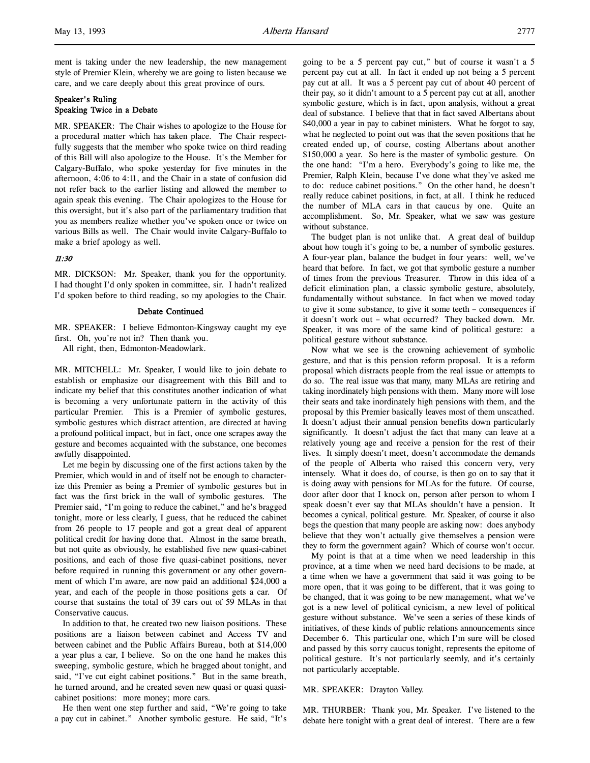ment is taking under the new leadership, the new management style of Premier Klein, whereby we are going to listen because we care, and we care deeply about this great province of ours.

**Speaker's Ruling**
**Speaking Twice in a Debate**

MR. SPEAKER: The Chair wishes to apologize to the House for a procedural matter which has taken place. The Chair respectfully suggests that the member who spoke twice on third reading of this Bill will also apologize to the House. It's the Member for Calgary-Buffalo, who spoke yesterday for five minutes in the afternoon, 4:06 to 4:11, and the Chair in a state of confusion did not refer back to the earlier listing and allowed the member to again speak this evening. The Chair apologizes to the House for this oversight, but it's also part of the parliamentary tradition that you as members realize whether you've spoken once or twice on various Bills as well. The Chair would invite Calgary-Buffalo to make a brief apology as well.

*11:30*

MR. DICKSON: Mr. Speaker, thank you for the opportunity. I had thought I'd only spoken in committee, sir. I hadn't realized I'd spoken before to third reading, so my apologies to the Chair.

**Debate Continued**

MR. SPEAKER: I believe Edmonton-Kingsway caught my eye first. Oh, you're not in? Then thank you.

All right, then, Edmonton-Meadowlark.

MR. MITCHELL: Mr. Speaker, I would like to join debate to establish or emphasize our disagreement with this Bill and to indicate my belief that this constitutes another indication of what is becoming a very unfortunate pattern in the activity of this particular Premier. This is a Premier of symbolic gestures, symbolic gestures which distract attention, are directed at having a profound political impact, but in fact, once one scrapes away the gesture and becomes acquainted with the substance, one becomes awfully disappointed.

Let me begin by discussing one of the first actions taken by the Premier, which would in and of itself not be enough to characterize this Premier as being a Premier of symbolic gestures but in fact was the first brick in the wall of symbolic gestures. The Premier said, "I'm going to reduce the cabinet," and he's bragged tonight, more or less clearly, I guess, that he reduced the cabinet from 26 people to 17 people and got a great deal of apparent political credit for having done that. Almost in the same breath, but not quite as obviously, he established five new quasi-cabinet positions, and each of those five quasi-cabinet positions, never before required in running this government or any other government of which I'm aware, are now paid an additional $24,000 a year, and each of the people in those positions gets a car. Of course that sustains the total of 39 cars out of 59 MLAs in that Conservative caucus.

In addition to that, he created two new liaison positions. These positions are a liaison between cabinet and Access TV and between cabinet and the Public Affairs Bureau, both at $14,000 a year plus a car, I believe. So on the one hand he makes this sweeping, symbolic gesture, which he bragged about tonight, and said, "I've cut eight cabinet positions." But in the same breath, he turned around, and he created seven new quasi or quasi quasi-cabinet positions: more money; more cars.

He then went one step further and said, "We're going to take a pay cut in cabinet." Another symbolic gesture. He said, "It's going to be a 5 percent pay cut," but of course it wasn't a 5 percent pay cut at all. In fact it ended up not being a 5 percent pay cut at all. It was a 5 percent pay cut of about 40 percent of their pay, so it didn't amount to a 5 percent pay cut at all, another symbolic gesture, which is in fact, upon analysis, without a great deal of substance. I believe that that in fact saved Albertans about $40,000 a year in pay to cabinet ministers. What he forgot to say, what he neglected to point out was that the seven positions that he created ended up, of course, costing Albertans about another $150,000 a year. So here is the master of symbolic gesture. On the one hand: "I'm a hero. Everybody's going to like me, the Premier, Ralph Klein, because I've done what they've asked me to do: reduce cabinet positions." On the other hand, he doesn't really reduce cabinet positions, in fact, at all. I think he reduced the number of MLA cars in that caucus by one. Quite an accomplishment. So, Mr. Speaker, what we saw was gesture without substance.

The budget plan is not unlike that. A great deal of buildup about how tough it's going to be, a number of symbolic gestures. A four-year plan, balance the budget in four years: well, we've heard that before. In fact, we got that symbolic gesture a number of times from the previous Treasurer. Throw in this idea of a deficit elimination plan, a classic symbolic gesture, absolutely, fundamentally without substance. In fact when we moved today to give it some substance, to give it some teeth – consequences if it doesn't work out – what occurred? They backed down. Mr. Speaker, it was more of the same kind of political gesture: a political gesture without substance.

Now what we see is the crowning achievement of symbolic gesture, and that is this pension reform proposal. It is a reform proposal which distracts people from the real issue or attempts to do so. The real issue was that many, many MLAs are retiring and taking inordinately high pensions with them. Many more will lose their seats and take inordinately high pensions with them, and the proposal by this Premier basically leaves most of them unscathed. It doesn't adjust their annual pension benefits down particularly significantly. It doesn't adjust the fact that many can leave at a relatively young age and receive a pension for the rest of their lives. It simply doesn't meet, doesn't accommodate the demands of the people of Alberta who raised this concern very, very intensely. What it does do, of course, is then go on to say that it is doing away with pensions for MLAs for the future. Of course, door after door that I knock on, person after person to whom I speak doesn't ever say that MLAs shouldn't have a pension. It becomes a cynical, political gesture. Mr. Speaker, of course it also begs the question that many people are asking now: does anybody believe that they won't actually give themselves a pension were they to form the government again? Which of course won't occur.

My point is that at a time when we need leadership in this province, at a time when we need hard decisions to be made, at a time when we have a government that said it was going to be more open, that it was going to be different, that it was going to be changed, that it was going to be new management, what we've got is a new level of political cynicism, a new level of political gesture without substance. We've seen a series of these kinds of initiatives, of these kinds of public relations announcements since December 6. This particular one, which I'm sure will be closed and passed by this sorry caucus tonight, represents the epitome of political gesture. It's not particularly seemly, and it's certainly not particularly acceptable.

MR. SPEAKER: Drayton Valley.

MR. THURBER: Thank you, Mr. Speaker. I've listened to the debate here tonight with a great deal of interest. There are a few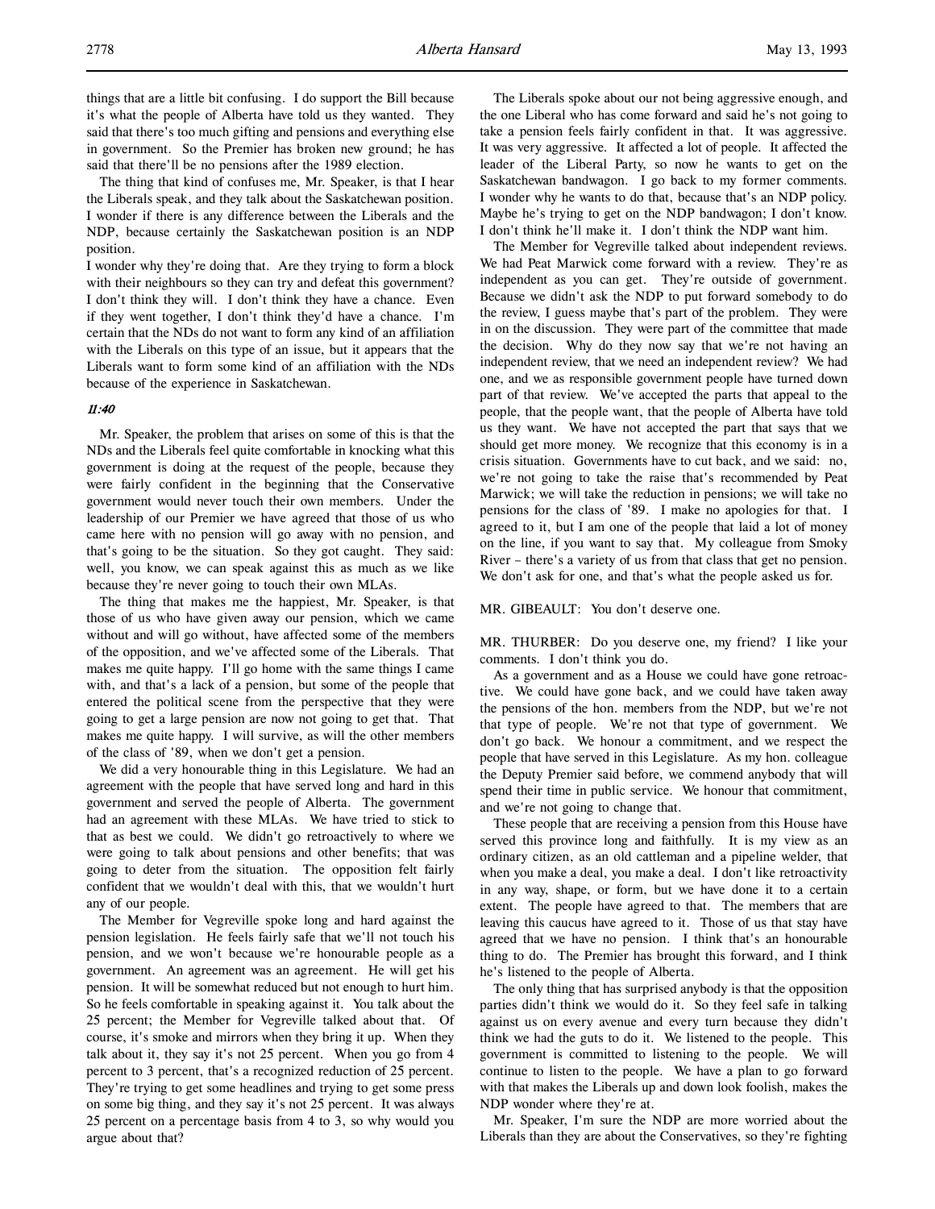things that are a little bit confusing. I do support the Bill because it's what the people of Alberta have told us they wanted. They said that there's too much gifting and pensions and everything else in government. So the Premier has broken new ground; he has said that there'll be no pensions after the 1989 election.

The thing that kind of confuses me, Mr. Speaker, is that I hear the Liberals speak, and they talk about the Saskatchewan position. I wonder if there is any difference between the Liberals and the NDP, because certainly the Saskatchewan position is an NDP position.

I wonder why they're doing that. Are they trying to form a block with their neighbours so they can try and defeat this government? I don't think they will. I don't think they have a chance. Even if they went together, I don't think they'd have a chance. I'm certain that the NDs do not want to form any kind of an affiliation with the Liberals on this type of an issue, but it appears that the Liberals want to form some kind of an affiliation with the NDs because of the experience in Saskatchewan.

*11:40*

Mr. Speaker, the problem that arises on some of this is that the NDs and the Liberals feel quite comfortable in knocking what this government is doing at the request of the people, because they were fairly confident in the beginning that the Conservative government would never touch their own members. Under the leadership of our Premier we have agreed that those of us who came here with no pension will go away with no pension, and that's going to be the situation. So they got caught. They said: well, you know, we can speak against this as much as we like because they're never going to touch their own MLAs.

The thing that makes me the happiest, Mr. Speaker, is that those of us who have given away our pension, which we came without and will go without, have affected some of the members of the opposition, and we've affected some of the Liberals. That makes me quite happy. I'll go home with the same things I came with, and that's a lack of a pension, but some of the people that entered the political scene from the perspective that they were going to get a large pension are now not going to get that. That makes me quite happy. I will survive, as will the other members of the class of '89, when we don't get a pension.

We did a very honourable thing in this Legislature. We had an agreement with the people that have served long and hard in this government and served the people of Alberta. The government had an agreement with these MLAs. We have tried to stick to that as best we could. We didn't go retroactively to where we were going to talk about pensions and other benefits; that was going to deter from the situation. The opposition felt fairly confident that we wouldn't deal with this, that we wouldn't hurt any of our people.

The Member for Vegreville spoke long and hard against the pension legislation. He feels fairly safe that we'll not touch his pension, and we won't because we're honourable people as a government. An agreement was an agreement. He will get his pension. It will be somewhat reduced but not enough to hurt him. So he feels comfortable in speaking against it. You talk about the 25 percent; the Member for Vegreville talked about that. Of course, it's smoke and mirrors when they bring it up. When they talk about it, they say it's not 25 percent. When you go from 4 percent to 3 percent, that's a recognized reduction of 25 percent. They're trying to get some headlines and trying to get some press on some big thing, and they say it's not 25 percent. It was always 25 percent on a percentage basis from 4 to 3, so why would you argue about that?

The Liberals spoke about our not being aggressive enough, and the one Liberal who has come forward and said he's not going to take a pension feels fairly confident in that. It was aggressive. It was very aggressive. It affected a lot of people. It affected the leader of the Liberal Party, so now he wants to get on the Saskatchewan bandwagon. I go back to my former comments. I wonder why he wants to do that, because that's an NDP policy. Maybe he's trying to get on the NDP bandwagon; I don't know. I don't think he'll make it. I don't think the NDP want him.

The Member for Vegreville talked about independent reviews. We had Peat Marwick come forward with a review. They're as independent as you can get. They're outside of government. Because we didn't ask the NDP to put forward somebody to do the review, I guess maybe that's part of the problem. They were in on the discussion. They were part of the committee that made the decision. Why do they now say that we're not having an independent review, that we need an independent review? We had one, and we as responsible government people have turned down part of that review. We've accepted the parts that appeal to the people, that the people want, that the people of Alberta have told us they want. We have not accepted the part that says that we should get more money. We recognize that this economy is in a crisis situation. Governments have to cut back, and we said: no, we're not going to take the raise that's recommended by Peat Marwick; we will take the reduction in pensions; we will take no pensions for the class of '89. I make no apologies for that. I agreed to it, but I am one of the people that laid a lot of money on the line, if you want to say that. My colleague from Smoky River – there's a variety of us from that class that get no pension. We don't ask for one, and that's what the people asked us for.

MR. GIBEAULT: You don't deserve one.

MR. THURBER: Do you deserve one, my friend? I like your comments. I don't think you do.

As a government and as a House we could have gone retroactive. We could have gone back, and we could have taken away the pensions of the hon. members from the NDP, but we're not that type of people. We're not that type of government. We don't go back. We honour a commitment, and we respect the people that have served in this Legislature. As my hon. colleague the Deputy Premier said before, we commend anybody that will spend their time in public service. We honour that commitment, and we're not going to change that.

These people that are receiving a pension from this House have served this province long and faithfully. It is my view as an ordinary citizen, as an old cattleman and a pipeline welder, that when you make a deal, you make a deal. I don't like retroactivity in any way, shape, or form, but we have done it to a certain extent. The people have agreed to that. The members that are leaving this caucus have agreed to it. Those of us that stay have agreed that we have no pension. I think that's an honourable thing to do. The Premier has brought this forward, and I think he's listened to the people of Alberta.

The only thing that has surprised anybody is that the opposition parties didn't think we would do it. So they feel safe in talking against us on every avenue and every turn because they didn't think we had the guts to do it. We listened to the people. This government is committed to listening to the people. We will continue to listen to the people. We have a plan to go forward with that makes the Liberals up and down look foolish, makes the NDP wonder where they're at.

Mr. Speaker, I'm sure the NDP are more worried about the Liberals than they are about the Conservatives, so they're fighting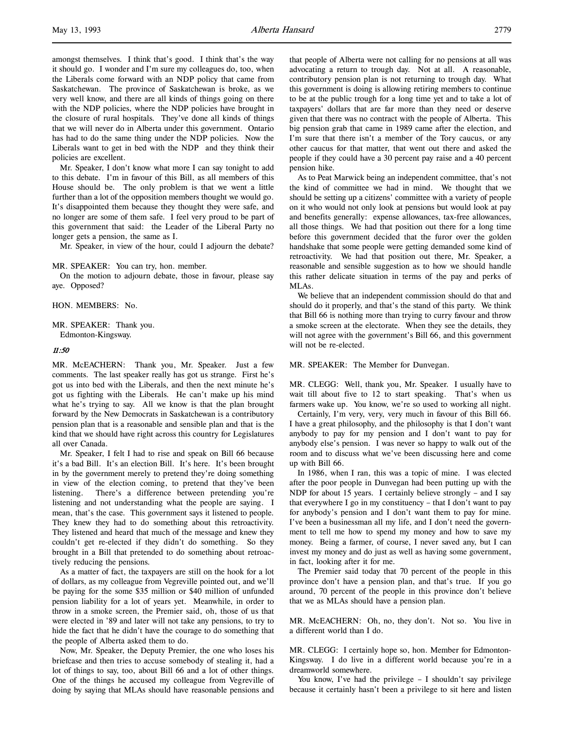amongst themselves. I think that's good. I think that's the way it should go. I wonder and I'm sure my colleagues do, too, when the Liberals come forward with an NDP policy that came from Saskatchewan. The province of Saskatchewan is broke, as we very well know, and there are all kinds of things going on there with the NDP policies, where the NDP policies have brought in the closure of rural hospitals. They've done all kinds of things that we will never do in Alberta under this government. Ontario has had to do the same thing under the NDP policies. Now the Liberals want to get in bed with the NDP and they think their policies are excellent.

Mr. Speaker, I don't know what more I can say tonight to add to this debate. I'm in favour of this Bill, as all members of this House should be. The only problem is that we went a little further than a lot of the opposition members thought we would go. It's disappointed them because they thought they were safe, and no longer are some of them safe. I feel very proud to be part of this government that said: the Leader of the Liberal Party no longer gets a pension, the same as I.

Mr. Speaker, in view of the hour, could I adjourn the debate?

MR. SPEAKER: You can try, hon. member.

On the motion to adjourn debate, those in favour, please say aye. Opposed?

HON. MEMBERS: No.

MR. SPEAKER: Thank you.

Edmonton-Kingsway.

*11:50*

MR. McEACHERN: Thank you, Mr. Speaker. Just a few comments. The last speaker really has got us strange. First he's got us into bed with the Liberals, and then the next minute he's got us fighting with the Liberals. He can't make up his mind what he's trying to say. All we know is that the plan brought forward by the New Democrats in Saskatchewan is a contributory pension plan that is a reasonable and sensible plan and that is the kind that we should have right across this country for Legislatures all over Canada.

Mr. Speaker, I felt I had to rise and speak on Bill 66 because it's a bad Bill. It's an election Bill. It's here. It's been brought in by the government merely to pretend they're doing something in view of the election coming, to pretend that they've been listening. There's a difference between pretending you're listening and not understanding what the people are saying. I mean, that's the case. This government says it listened to people. They knew they had to do something about this retroactivity. They listened and heard that much of the message and knew they couldn't get re-elected if they didn't do something. So they brought in a Bill that pretended to do something about retroactively reducing the pensions.

As a matter of fact, the taxpayers are still on the hook for a lot of dollars, as my colleague from Vegreville pointed out, and we'll be paying for the some $35 million or $40 million of unfunded pension liability for a lot of years yet. Meanwhile, in order to throw in a smoke screen, the Premier said, oh, those of us that were elected in '89 and later will not take any pensions, to try to hide the fact that he didn't have the courage to do something that the people of Alberta asked them to do.

Now, Mr. Speaker, the Deputy Premier, the one who loses his briefcase and then tries to accuse somebody of stealing it, had a lot of things to say, too, about Bill 66 and a lot of other things. One of the things he accused my colleague from Vegreville of doing by saying that MLAs should have reasonable pensions and that people of Alberta were not calling for no pensions at all was advocating a return to trough day. Not at all. A reasonable, contributory pension plan is not returning to trough day. What this government is doing is allowing retiring members to continue to be at the public trough for a long time yet and to take a lot of taxpayers' dollars that are far more than they need or deserve given that there was no contract with the people of Alberta. This big pension grab that came in 1989 came after the election, and I'm sure that there isn't a member of the Tory caucus, or any other caucus for that matter, that went out there and asked the people if they could have a 30 percent pay raise and a 40 percent pension hike.

As to Peat Marwick being an independent committee, that's not the kind of committee we had in mind. We thought that we should be setting up a citizens' committee with a variety of people on it who would not only look at pensions but would look at pay and benefits generally: expense allowances, tax-free allowances, all those things. We had that position out there for a long time before this government decided that the furor over the golden handshake that some people were getting demanded some kind of retroactivity. We had that position out there, Mr. Speaker, a reasonable and sensible suggestion as to how we should handle this rather delicate situation in terms of the pay and perks of MLAs.

We believe that an independent commission should do that and should do it properly, and that's the stand of this party. We think that Bill 66 is nothing more than trying to curry favour and throw a smoke screen at the electorate. When they see the details, they will not agree with the government's Bill 66, and this government will not be re-elected.

MR. SPEAKER: The Member for Dunvegan.

MR. CLEGG: Well, thank you, Mr. Speaker. I usually have to wait till about five to 12 to start speaking. That's when us farmers wake up. You know, we're so used to working all night.

Certainly, I'm very, very, very much in favour of this Bill 66. I have a great philosophy, and the philosophy is that I don't want anybody to pay for my pension and I don't want to pay for anybody else's pension. I was never so happy to walk out of the room and to discuss what we've been discussing here and come up with Bill 66.

In 1986, when I ran, this was a topic of mine. I was elected after the poor people in Dunvegan had been putting up with the NDP for about 15 years. I certainly believe strongly – and I say that everywhere I go in my constituency – that I don't want to pay for anybody's pension and I don't want them to pay for mine. I've been a businessman all my life, and I don't need the government to tell me how to spend my money and how to save my money. Being a farmer, of course, I never saved any, but I can invest my money and do just as well as having some government, in fact, looking after it for me.

The Premier said today that 70 percent of the people in this province don't have a pension plan, and that's true. If you go around, 70 percent of the people in this province don't believe that we as MLAs should have a pension plan.

MR. McEACHERN: Oh, no, they don't. Not so. You live in a different world than I do.

MR. CLEGG: I certainly hope so, hon. Member for Edmonton-Kingsway. I do live in a different world because you're in a dreamworld somewhere.

You know, I've had the privilege – I shouldn't say privilege because it certainly hasn't been a privilege to sit here and listen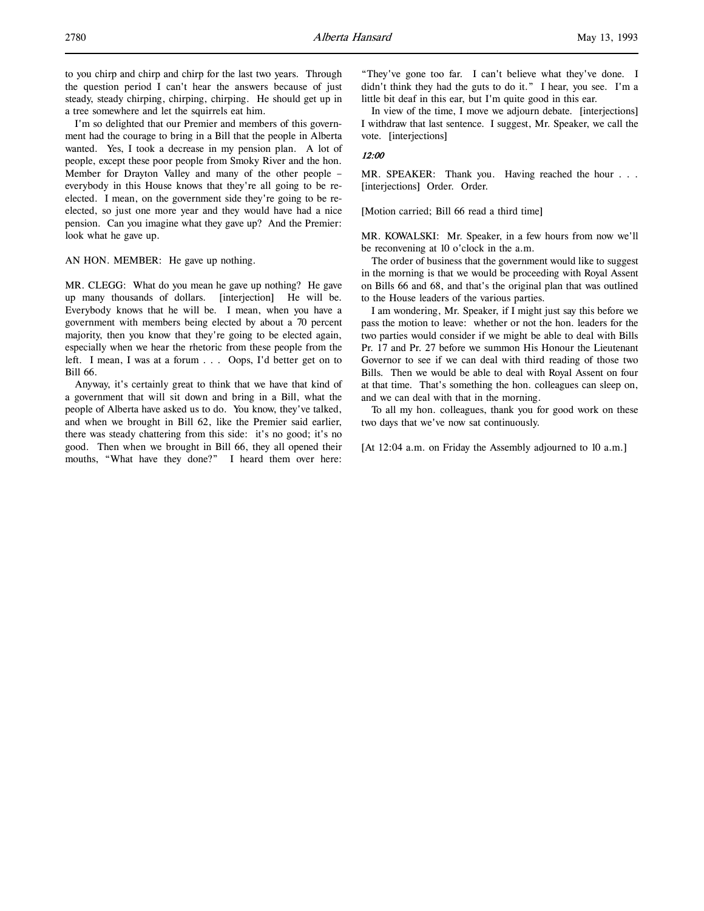to you chirp and chirp and chirp for the last two years. Through the question period I can't hear the answers because of just steady, steady chirping, chirping, chirping. He should get up in a tree somewhere and let the squirrels eat him.

I'm so delighted that our Premier and members of this government had the courage to bring in a Bill that the people in Alberta wanted. Yes, I took a decrease in my pension plan. A lot of people, except these poor people from Smoky River and the hon. Member for Drayton Valley and many of the other people – everybody in this House knows that they're all going to be reelected. I mean, on the government side they're going to be reelected, so just one more year and they would have had a nice pension. Can you imagine what they gave up? And the Premier: look what he gave up.

AN HON. MEMBER: He gave up nothing.

MR. CLEGG: What do you mean he gave up nothing? He gave up many thousands of dollars. [interjection] He will be. Everybody knows that he will be. I mean, when you have a government with members being elected by about a 70 percent majority, then you know that they're going to be elected again, especially when we hear the rhetoric from these people from the left. I mean, I was at a forum . . . Oops, I'd better get on to Bill 66.

Anyway, it's certainly great to think that we have that kind of a government that will sit down and bring in a Bill, what the people of Alberta have asked us to do. You know, they've talked, and when we brought in Bill 62, like the Premier said earlier, there was steady chattering from this side: it's no good; it's no good. Then when we brought in Bill 66, they all opened their mouths, "What have they done?" I heard them over here: "They've gone too far. I can't believe what they've done. I didn't think they had the guts to do it." I hear, you see. I'm a little bit deaf in this ear, but I'm quite good in this ear.

In view of the time, I move we adjourn debate. [interjections] I withdraw that last sentence. I suggest, Mr. Speaker, we call the vote. [interjections]

*12:00*

MR. SPEAKER: Thank you. Having reached the hour . . . [interjections] Order. Order.

[Motion carried; Bill 66 read a third time]

MR. KOWALSKI: Mr. Speaker, in a few hours from now we'll be reconvening at 10 o'clock in the a.m.

The order of business that the government would like to suggest in the morning is that we would be proceeding with Royal Assent on Bills 66 and 68, and that's the original plan that was outlined to the House leaders of the various parties.

I am wondering, Mr. Speaker, if I might just say this before we pass the motion to leave: whether or not the hon. leaders for the two parties would consider if we might be able to deal with Bills Pr. 17 and Pr. 27 before we summon His Honour the Lieutenant Governor to see if we can deal with third reading of those two Bills. Then we would be able to deal with Royal Assent on four at that time. That's something the hon. colleagues can sleep on, and we can deal with that in the morning.

To all my hon. colleagues, thank you for good work on these two days that we've now sat continuously.

[At 12:04 a.m. on Friday the Assembly adjourned to 10 a.m.]